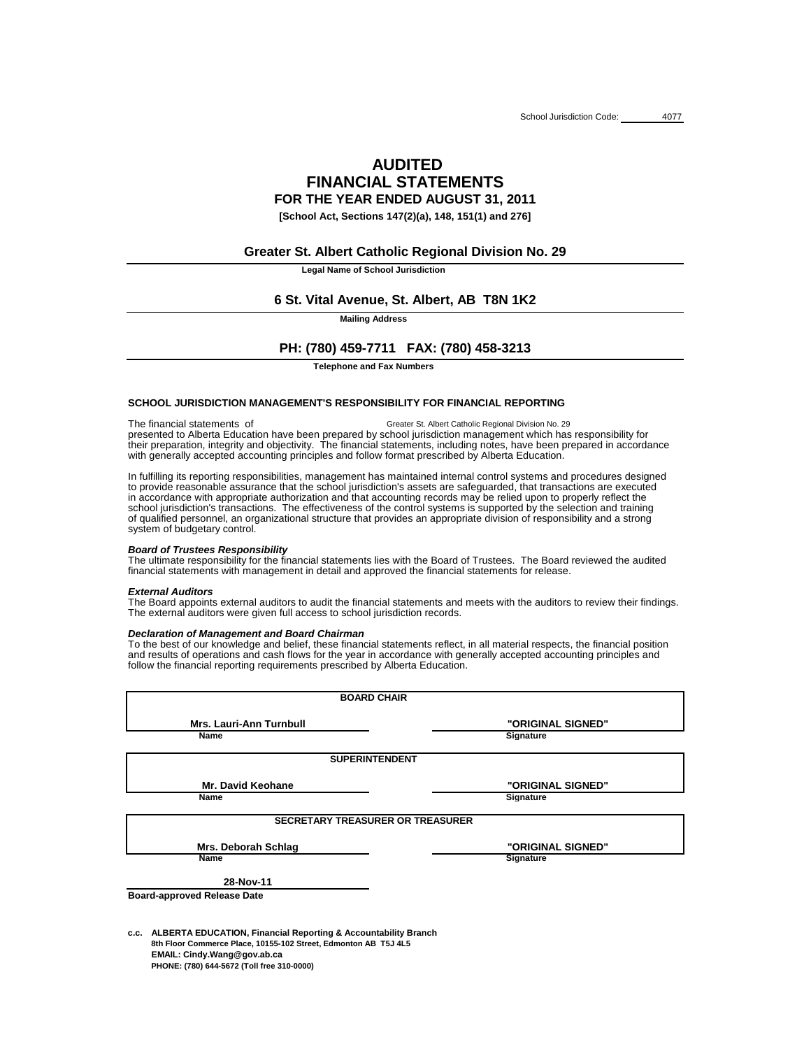School Jurisdiction Code: 4077

# AUDITED FINANCIAL STATEMENTS

## FOR THE YEAR ENDED AUGUST 31, 2011

**[School Act, Sections 147(2)(a), 148, 151(1) and 276]**

**Greater St. Albert Catholic Regional Division No. 29**
Legal Name of School Jurisdiction

**6 St. Vital Avenue, St. Albert, AB T8N 1K2**
Mailing Address

**PH: (780) 459-7711 FAX: (780) 458-3213**
Telephone and Fax Numbers

### SCHOOL JURISDICTION MANAGEMENT'S RESPONSIBILITY FOR FINANCIAL REPORTING

The financial statements of Greater St. Albert Catholic Regional Division No. 29 presented to Alberta Education have been prepared by school jurisdiction management which has responsibility for their preparation, integrity and objectivity. The financial statements, including notes, have been prepared in accordance with generally accepted accounting principles and follow format prescribed by Alberta Education.

In fulfilling its reporting responsibilities, management has maintained internal control systems and procedures designed to provide reasonable assurance that the school jurisdiction's assets are safeguarded, that transactions are executed in accordance with appropriate authorization and that accounting records may be relied upon to properly reflect the school jurisdiction's transactions. The effectiveness of the control systems is supported by the selection and training of qualified personnel, an organizational structure that provides an appropriate division of responsibility and a strong system of budgetary control.

***Board of Trustees Responsibility***
The ultimate responsibility for the financial statements lies with the Board of Trustees. The Board reviewed the audited financial statements with management in detail and approved the financial statements for release.

***External Auditors***
The Board appoints external auditors to audit the financial statements and meets with the auditors to review their findings. The external auditors were given full access to school jurisdiction records.

***Declaration of Management and Board Chairman***
To the best of our knowledge and belief, these financial statements reflect, in all material respects, the financial position and results of operations and cash flows for the year in accordance with generally accepted accounting principles and follow the financial reporting requirements prescribed by Alberta Education.

| BOARD CHAIR | |
|---|---|
| Mrs. Lauri-Ann Turnbull | "ORIGINAL SIGNED" |
| Name | Signature |

| SUPERINTENDENT | |
|---|---|
| Mr. David Keohane | "ORIGINAL SIGNED" |
| Name | Signature |

| SECRETARY TREASURER OR TREASURER | |
|---|---|
| Mrs. Deborah Schlag | "ORIGINAL SIGNED" |
| Name | Signature |

**28-Nov-11**
**Board-approved Release Date**

**c.c. ALBERTA EDUCATION, Financial Reporting & Accountability Branch**
**8th Floor Commerce Place, 10155-102 Street, Edmonton AB T5J 4L5**
**EMAIL: Cindy.Wang@gov.ab.ca**
**PHONE: (780) 644-5672 (Toll free 310-0000)**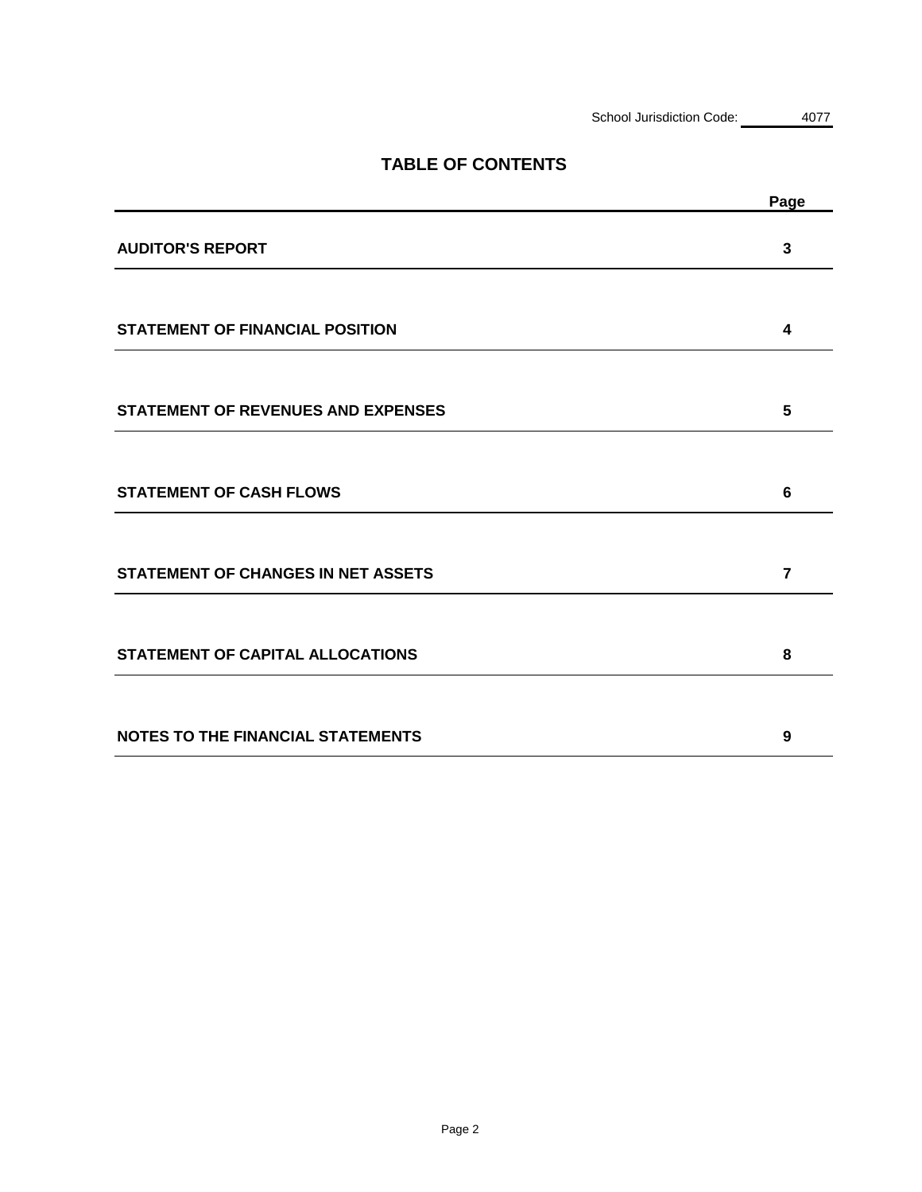School Jurisdiction Code: 4077

# TABLE OF CONTENTS

| | Page |
|---|---|
| **AUDITOR'S REPORT** | **3** |
| **STATEMENT OF FINANCIAL POSITION** | **4** |
| **STATEMENT OF REVENUES AND EXPENSES** | **5** |
| **STATEMENT OF CASH FLOWS** | **6** |
| **STATEMENT OF CHANGES IN NET ASSETS** | **7** |
| **STATEMENT OF CAPITAL ALLOCATIONS** | **8** |
| **NOTES TO THE FINANCIAL STATEMENTS** | **9** |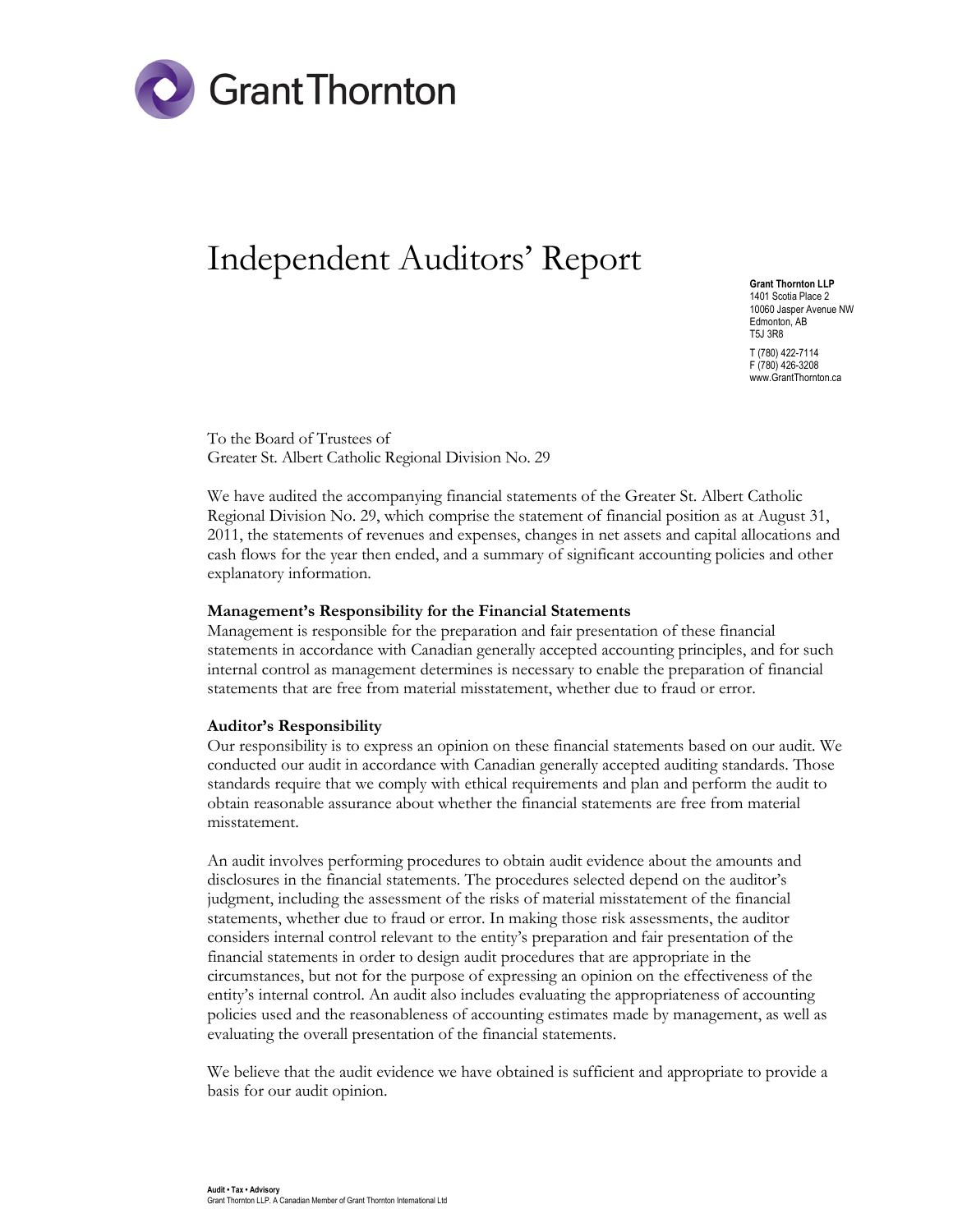# Independent Auditors' Report

**Grant Thornton LLP**
1401 Scotia Place 2
10060 Jasper Avenue NW
Edmonton, AB
T5J 3R8

T (780) 422-7114
F (780) 426-3208
www.GrantThornton.ca

To the Board of Trustees of
Greater St. Albert Catholic Regional Division No. 29

We have audited the accompanying financial statements of the Greater St. Albert Catholic Regional Division No. 29, which comprise the statement of financial position as at August 31, 2011, the statements of revenues and expenses, changes in net assets and capital allocations and cash flows for the year then ended, and a summary of significant accounting policies and other explanatory information.

**Management's Responsibility for the Financial Statements**
Management is responsible for the preparation and fair presentation of these financial statements in accordance with Canadian generally accepted accounting principles, and for such internal control as management determines is necessary to enable the preparation of financial statements that are free from material misstatement, whether due to fraud or error.

**Auditor's Responsibility**
Our responsibility is to express an opinion on these financial statements based on our audit. We conducted our audit in accordance with Canadian generally accepted auditing standards. Those standards require that we comply with ethical requirements and plan and perform the audit to obtain reasonable assurance about whether the financial statements are free from material misstatement.

An audit involves performing procedures to obtain audit evidence about the amounts and disclosures in the financial statements. The procedures selected depend on the auditor's judgment, including the assessment of the risks of material misstatement of the financial statements, whether due to fraud or error. In making those risk assessments, the auditor considers internal control relevant to the entity's preparation and fair presentation of the financial statements in order to design audit procedures that are appropriate in the circumstances, but not for the purpose of expressing an opinion on the effectiveness of the entity's internal control. An audit also includes evaluating the appropriateness of accounting policies used and the reasonableness of accounting estimates made by management, as well as evaluating the overall presentation of the financial statements.

We believe that the audit evidence we have obtained is sufficient and appropriate to provide a basis for our audit opinion.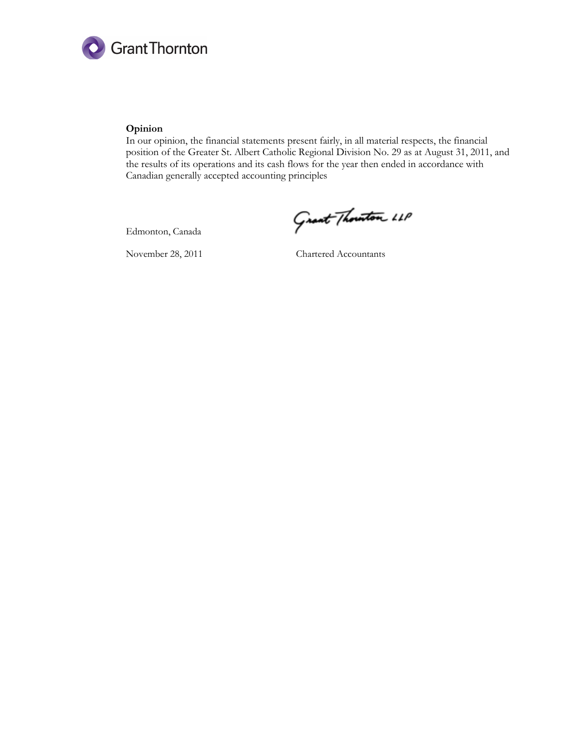**Opinion**

In our opinion, the financial statements present fairly, in all material respects, the financial position of the Greater St. Albert Catholic Regional Division No. 29 as at August 31, 2011, and the results of its operations and its cash flows for the year then ended in accordance with Canadian generally accepted accounting principles

Edmonton, Canada

November 28, 2011

Grant Thornton LLP

Chartered Accountants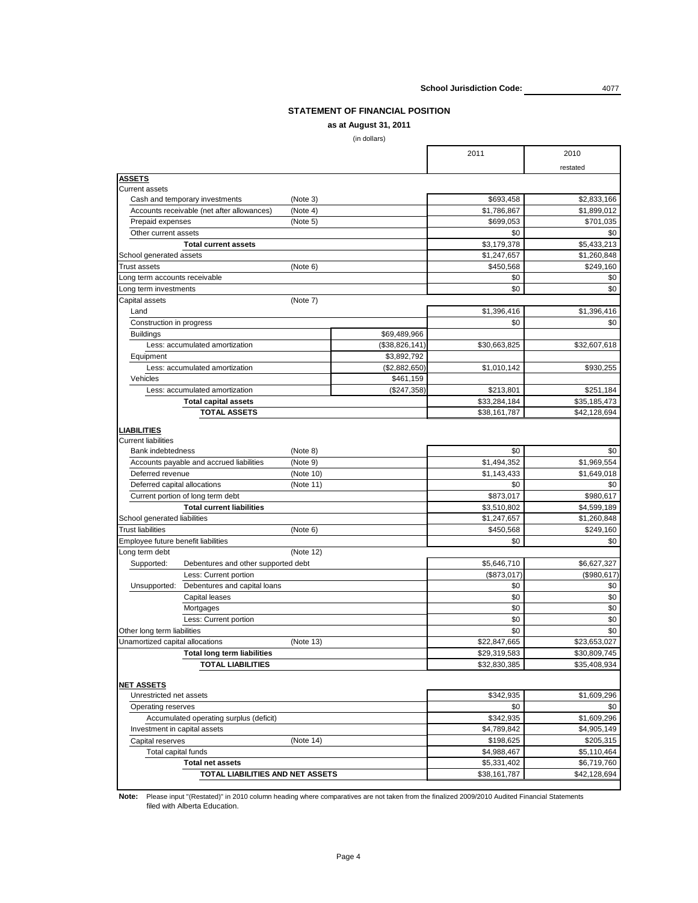School Jurisdiction Code: 4077

## STATEMENT OF FINANCIAL POSITION

**as at August 31, 2011**

(in dollars)

| | | | 2011 | 2010 restated |
|---|---|---|---|---|
| **ASSETS** | | | | |
| Current assets | | | | |
| Cash and temporary investments | (Note 3) | | $693,458 | $2,833,166 |
| Accounts receivable (net after allowances) | (Note 4) | | $1,786,867 | $1,899,012 |
| Prepaid expenses | (Note 5) | | $699,053 | $701,035 |
| Other current assets | | | $0 | $0 |
| **Total current assets** | | | $3,179,378 | $5,433,213 |
| School generated assets | | | $1,247,657 | $1,260,848 |
| Trust assets | (Note 6) | | $450,568 | $249,160 |
| Long term accounts receivable | | | $0 | $0 |
| Long term investments | | | $0 | $0 |
| Capital assets | (Note 7) | | | |
| Land | | | $1,396,416 | $1,396,416 |
| Construction in progress | | | $0 | $0 |
| Buildings | | $69,489,966 | | |
| Less: accumulated amortization | | ($38,826,141) | $30,663,825 | $32,607,618 |
| Equipment | | $3,892,792 | | |
| Less: accumulated amortization | | ($2,882,650) | $1,010,142 | $930,255 |
| Vehicles | | $461,159 | | |
| Less: accumulated amortization | | ($247,358) | $213,801 | $251,184 |
| **Total capital assets** | | | $33,284,184 | $35,185,473 |
| **TOTAL ASSETS** | | | $38,161,787 | $42,128,694 |
| **LIABILITIES** | | | | |
| Current liabilities | | | | |
| Bank indebtedness | (Note 8) | | $0 | $0 |
| Accounts payable and accrued liabilities | (Note 9) | | $1,494,352 | $1,969,554 |
| Deferred revenue | (Note 10) | | $1,143,433 | $1,649,018 |
| Deferred capital allocations | (Note 11) | | $0 | $0 |
| Current portion of long term debt | | | $873,017 | $980,617 |
| **Total current liabilities** | | | $3,510,802 | $4,599,189 |
| School generated liabilities | | | $1,247,657 | $1,260,848 |
| Trust liabilities | (Note 6) | | $450,568 | $249,160 |
| Employee future benefit liabilities | | | $0 | $0 |
| Long term debt | (Note 12) | | | |
| Supported: Debentures and other supported debt | | | $5,646,710 | $6,627,327 |
| Less: Current portion | | | ($873,017) | ($980,617) |
| Unsupported: Debentures and capital loans | | | $0 | $0 |
| Capital leases | | | $0 | $0 |
| Mortgages | | | $0 | $0 |
| Less: Current portion | | | $0 | $0 |
| Other long term liabilities | | | $0 | $0 |
| Unamortized capital allocations | (Note 13) | | $22,847,665 | $23,653,027 |
| **Total long term liabilities** | | | $29,319,583 | $30,809,745 |
| **TOTAL LIABILITIES** | | | $32,830,385 | $35,408,934 |
| **NET ASSETS** | | | | |
| Unrestricted net assets | | | $342,935 | $1,609,296 |
| Operating reserves | | | $0 | $0 |
| Accumulated operating surplus (deficit) | | | $342,935 | $1,609,296 |
| Investment in capital assets | | | $4,789,842 | $4,905,149 |
| Capital reserves | (Note 14) | | $198,625 | $205,315 |
| Total capital funds | | | $4,988,467 | $5,110,464 |
| **Total net assets** | | | $5,331,402 | $6,719,760 |
| **TOTAL LIABILITIES AND NET ASSETS** | | | $38,161,787 | $42,128,694 |

**Note:** Please input "(Restated)" in 2010 column heading where comparatives are not taken from the finalized 2009/2010 Audited Financial Statements filed with Alberta Education.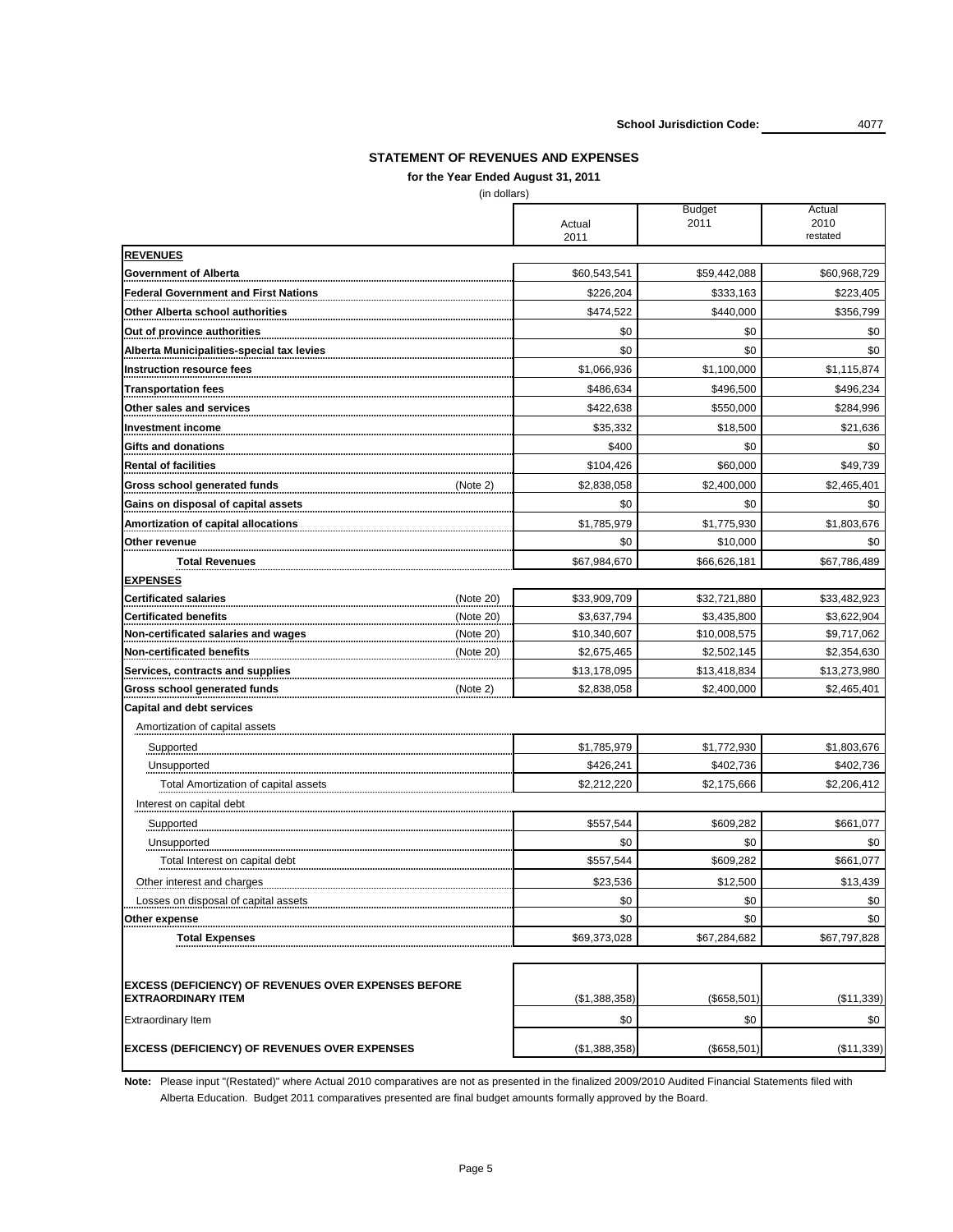School Jurisdiction Code: 4077

## STATEMENT OF REVENUES AND EXPENSES

**for the Year Ended August 31, 2011**

(in dollars)

| | | Actual 2011 | Budget 2011 | Actual 2010 restated |
|---|---|---|---|---|
| **REVENUES** | | | | |
| **Government of Alberta** | | $60,543,541 | $59,442,088 | $60,968,729 |
| **Federal Government and First Nations** | | $226,204 | $333,163 | $223,405 |
| **Other Alberta school authorities** | | $474,522 | $440,000 | $356,799 |
| **Out of province authorities** | | $0 | $0 | $0 |
| **Alberta Municipalities-special tax levies** | | $0 | $0 | $0 |
| **Instruction resource fees** | | $1,066,936 | $1,100,000 | $1,115,874 |
| **Transportation fees** | | $486,634 | $496,500 | $496,234 |
| **Other sales and services** | | $422,638 | $550,000 | $284,996 |
| **Investment income** | | $35,332 | $18,500 | $21,636 |
| **Gifts and donations** | | $400 | $0 | $0 |
| **Rental of facilities** | | $104,426 | $60,000 | $49,739 |
| **Gross school generated funds** | (Note 2) | $2,838,058 | $2,400,000 | $2,465,401 |
| **Gains on disposal of capital assets** | | $0 | $0 | $0 |
| **Amortization of capital allocations** | | $1,785,979 | $1,775,930 | $1,803,676 |
| **Other revenue** | | $0 | $10,000 | $0 |
| **Total Revenues** | | $67,984,670 | $66,626,181 | $67,786,489 |
| **EXPENSES** | | | | |
| **Certificated salaries** | (Note 20) | $33,909,709 | $32,721,880 | $33,482,923 |
| **Certificated benefits** | (Note 20) | $3,637,794 | $3,435,800 | $3,622,904 |
| **Non-certificated salaries and wages** | (Note 20) | $10,340,607 | $10,008,575 | $9,717,062 |
| **Non-certificated benefits** | (Note 20) | $2,675,465 | $2,502,145 | $2,354,630 |
| **Services, contracts and supplies** | | $13,178,095 | $13,418,834 | $13,273,980 |
| **Gross school generated funds** | (Note 2) | $2,838,058 | $2,400,000 | $2,465,401 |
| **Capital and debt services** | | | | |
| Amortization of capital assets | | | | |
| Supported | | $1,785,979 | $1,772,930 | $1,803,676 |
| Unsupported | | $426,241 | $402,736 | $402,736 |
| Total Amortization of capital assets | | $2,212,220 | $2,175,666 | $2,206,412 |
| Interest on capital debt | | | | |
| Supported | | $557,544 | $609,282 | $661,077 |
| Unsupported | | $0 | $0 | $0 |
| Total Interest on capital debt | | $557,544 | $609,282 | $661,077 |
| Other interest and charges | | $23,536 | $12,500 | $13,439 |
| Losses on disposal of capital assets | | $0 | $0 | $0 |
| **Other expense** | | $0 | $0 | $0 |
| **Total Expenses** | | $69,373,028 | $67,284,682 | $67,797,828 |
| **EXCESS (DEFICIENCY) OF REVENUES OVER EXPENSES BEFORE EXTRAORDINARY ITEM** | | ($1,388,358) | ($658,501) | ($11,339) |
| Extraordinary Item | | $0 | $0 | $0 |
| **EXCESS (DEFICIENCY) OF REVENUES OVER EXPENSES** | | ($1,388,358) | ($658,501) | ($11,339) |

**Note:** Please input "(Restated)" where Actual 2010 comparatives are not as presented in the finalized 2009/2010 Audited Financial Statements filed with Alberta Education. Budget 2011 comparatives presented are final budget amounts formally approved by the Board.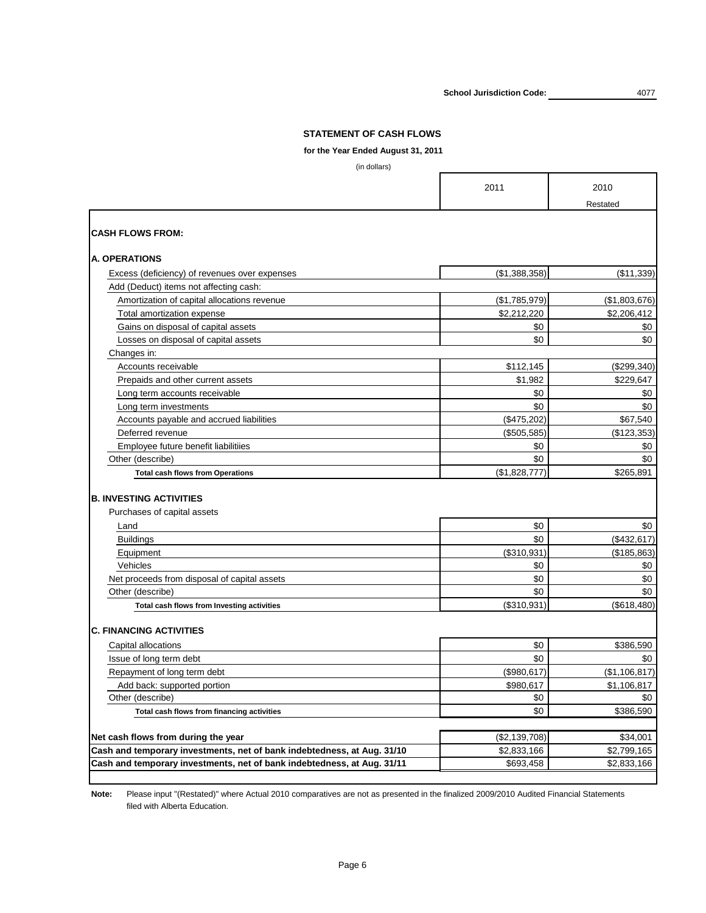School Jurisdiction Code: 4077

## STATEMENT OF CASH FLOWS

**for the Year Ended August 31, 2011**

(in dollars)

| | 2011 | 2010 Restated |
|---|---|---|
| **CASH FLOWS FROM:** | | |
| **A. OPERATIONS** | | |
| Excess (deficiency) of revenues over expenses | ($1,388,358) | ($11,339) |
| Add (Deduct) items not affecting cash: | | |
| Amortization of capital allocations revenue | ($1,785,979) | ($1,803,676) |
| Total amortization expense | $2,212,220 | $2,206,412 |
| Gains on disposal of capital assets | $0 | $0 |
| Losses on disposal of capital assets | $0 | $0 |
| Changes in: | | |
| Accounts receivable | $112,145 | ($299,340) |
| Prepaids and other current assets | $1,982 | $229,647 |
| Long term accounts receivable | $0 | $0 |
| Long term investments | $0 | $0 |
| Accounts payable and accrued liabilities | ($475,202) | $67,540 |
| Deferred revenue | ($505,585) | ($123,353) |
| Employee future benefit liabilitiies | $0 | $0 |
| Other (describe) | $0 | $0 |
| **Total cash flows from Operations** | ($1,828,777) | $265,891 |
| **B. INVESTING ACTIVITIES** | | |
| Purchases of capital assets | | |
| Land | $0 | $0 |
| Buildings | $0 | ($432,617) |
| Equipment | ($310,931) | ($185,863) |
| Vehicles | $0 | $0 |
| Net proceeds from disposal of capital assets | $0 | $0 |
| Other (describe) | $0 | $0 |
| **Total cash flows from Investing activities** | ($310,931) | ($618,480) |
| **C. FINANCING ACTIVITIES** | | |
| Capital allocations | $0 | $386,590 |
| Issue of long term debt | $0 | $0 |
| Repayment of long term debt | ($980,617) | ($1,106,817) |
| Add back: supported portion | $980,617 | $1,106,817 |
| Other (describe) | $0 | $0 |
| **Total cash flows from financing activities** | $0 | $386,590 |
| **Net cash flows from during the year** | ($2,139,708) | $34,001 |
| **Cash and temporary investments, net of bank indebtedness, at Aug. 31/10** | $2,833,166 | $2,799,165 |
| **Cash and temporary investments, net of bank indebtedness, at Aug. 31/11** | $693,458 | $2,833,166 |

**Note:** Please input "(Restated)" where Actual 2010 comparatives are not as presented in the finalized 2009/2010 Audited Financial Statements filed with Alberta Education.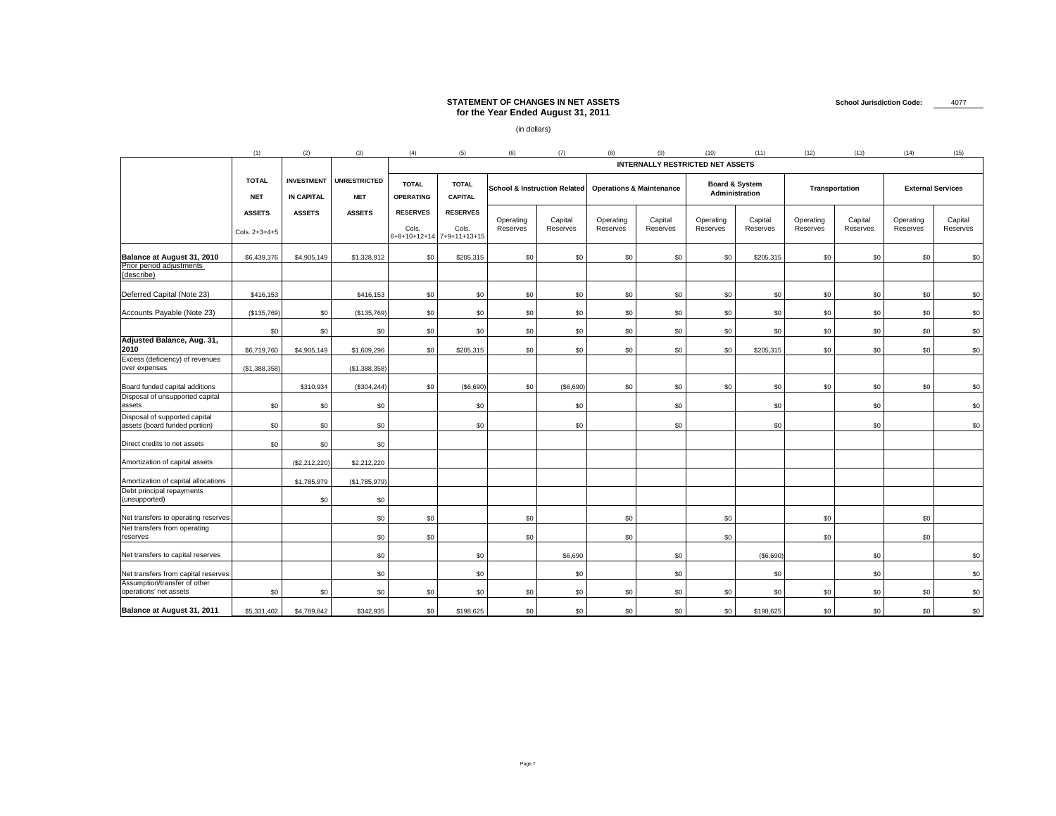# STATEMENT OF CHANGES IN NET ASSETS
## for the Year Ended August 31, 2011

School Jurisdiction Code: 4077

(in dollars)

| | (1) | (2) | (3) | (4) | (5) | (6) | (7) | (8) | (9) | (10) | (11) | (12) | (13) | (14) | (15) |
|---|---|---|---|---|---|---|---|---|---|---|---|---|---|---|---|
| | | | | INTERNALLY RESTRICTED NET ASSETS | | | | | | | | | | | |
| | TOTAL NET ASSETS Cols. 2+3+4+5 | INVESTMENT IN CAPITAL ASSETS | UNRESTRICTED NET ASSETS | TOTAL OPERATING RESERVES Cols. 6+8+10+12+14 | TOTAL CAPITAL RESERVES Cols. 7+9+11+13+15 | School & Instruction Related | | Operations & Maintenance | | Board & System Administration | | Transportation | | External Services | |
| | | | | | | Operating Reserves | Capital Reserves | Operating Reserves | Capital Reserves | Operating Reserves | Capital Reserves | Operating Reserves | Capital Reserves | Operating Reserves | Capital Reserves |
| **Balance at August 31, 2010** | $6,439,376 | $4,905,149 | $1,328,912 | $0 | $205,315 | $0 | $0 | $0 | $0 | $0 | $205,315 | $0 | $0 | $0 | $0 |
| Prior period adjustments (describe) | | | | | | | | | | | | | | | |
| Deferred Capital (Note 23) | $416,153 | | $416,153 | $0 | $0 | $0 | $0 | $0 | $0 | $0 | $0 | $0 | $0 | $0 | $0 |
| Accounts Payable (Note 23) | ($135,769) | $0 | ($135,769) | $0 | $0 | $0 | $0 | $0 | $0 | $0 | $0 | $0 | $0 | $0 | $0 |
| | $0 | $0 | $0 | $0 | $0 | $0 | $0 | $0 | $0 | $0 | $0 | $0 | $0 | $0 | $0 |
| **Adjusted Balance, Aug. 31, 2010** | $6,719,760 | $4,905,149 | $1,609,296 | $0 | $205,315 | $0 | $0 | $0 | $0 | $0 | $205,315 | $0 | $0 | $0 | $0 |
| Excess (deficiency) of revenues over expenses | ($1,388,358) | | ($1,388,358) | | | | | | | | | | | | |
| Board funded capital additions | | $310,934 | ($304,244) | $0 | ($6,690) | $0 | ($6,690) | $0 | $0 | $0 | $0 | $0 | $0 | $0 | $0 |
| Disposal of unsupported capital assets | $0 | $0 | $0 | | $0 | | $0 | | $0 | | $0 | | $0 | | $0 |
| Disposal of supported capital assets (board funded portion) | $0 | $0 | $0 | | $0 | | $0 | | $0 | | $0 | | $0 | | $0 |
| Direct credits to net assets | $0 | $0 | $0 | | | | | | | | | | | | |
| Amortization of capital assets | | ($2,212,220) | $2,212,220 | | | | | | | | | | | | |
| Amortization of capital allocations | | $1,785,979 | ($1,785,979) | | | | | | | | | | | | |
| Debt principal repayments (unsupported) | | $0 | $0 | | | | | | | | | | | | |
| Net transfers to operating reserves | | | $0 | $0 | | $0 | | $0 | | $0 | | $0 | | $0 | |
| Net transfers from operating reserves | | | $0 | $0 | | $0 | | $0 | | $0 | | $0 | | $0 | |
| Net transfers to capital reserves | | | $0 | | $0 | | $6,690 | | $0 | | ($6,690) | | $0 | | $0 |
| Net transfers from capital reserves | | | $0 | | $0 | | $0 | | $0 | | $0 | | $0 | | $0 |
| Assumption/transfer of other operations' net assets | $0 | $0 | $0 | $0 | $0 | $0 | $0 | $0 | $0 | $0 | $0 | $0 | $0 | $0 | $0 |
| **Balance at August 31, 2011** | $5,331,402 | $4,789,842 | $342,935 | $0 | $198,625 | $0 | $0 | $0 | $0 | $0 | $198,625 | $0 | $0 | $0 | $0 |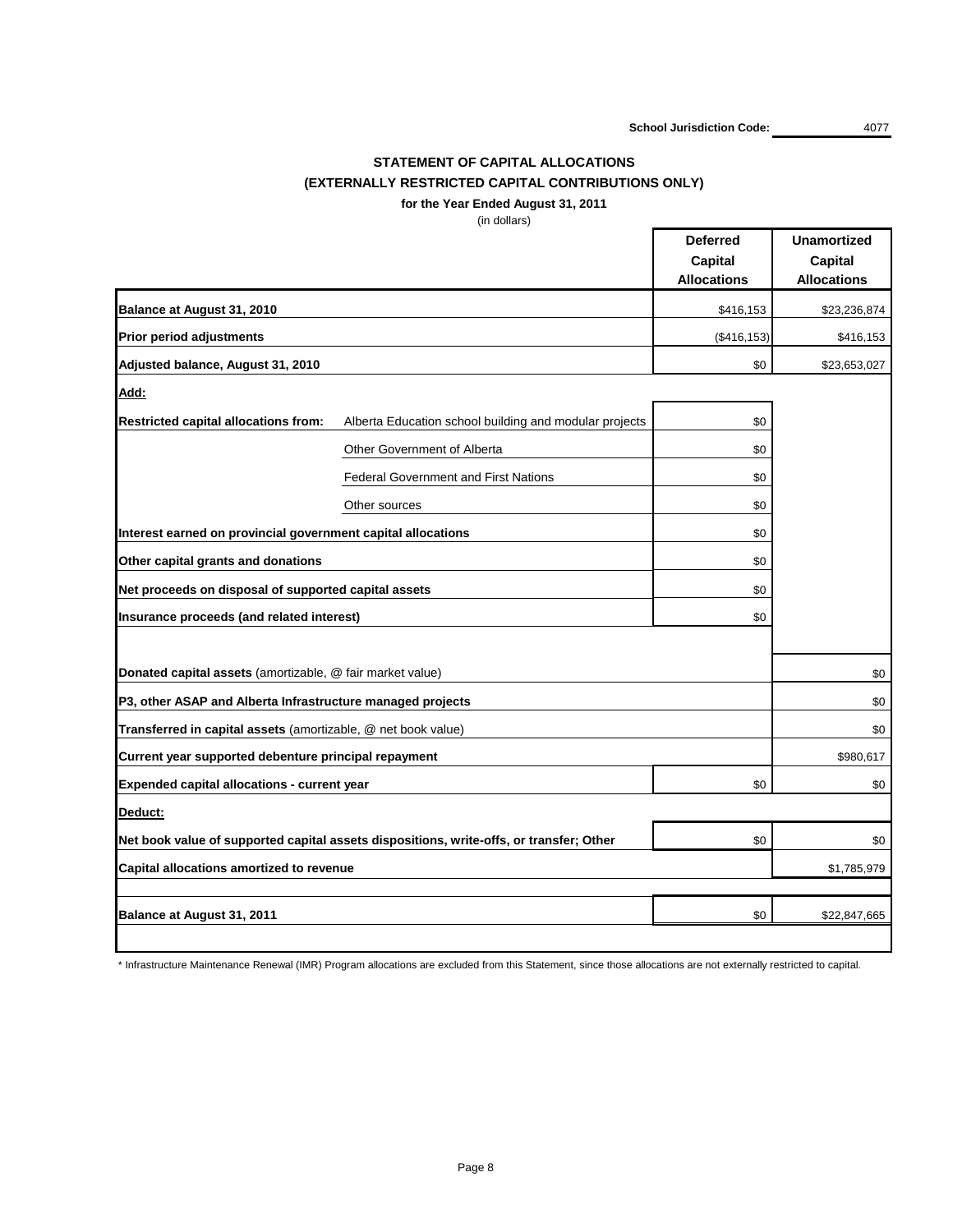School Jurisdiction Code: 4077

## STATEMENT OF CAPITAL ALLOCATIONS
## (EXTERNALLY RESTRICTED CAPITAL CONTRIBUTIONS ONLY)

**for the Year Ended August 31, 2011**

(in dollars)

| | | Deferred Capital Allocations | Unamortized Capital Allocations |
|---|---|---|---|
| **Balance at August 31, 2010** | | $416,153 | $23,236,874 |
| **Prior period adjustments** | | ($416,153) | $416,153 |
| **Adjusted balance, August 31, 2010** | | $0 | $23,653,027 |
| **Add:** | | | |
| **Restricted capital allocations from:** | Alberta Education school building and modular projects | $0 | |
| | Other Government of Alberta | $0 | |
| | Federal Government and First Nations | $0 | |
| | Other sources | $0 | |
| **Interest earned on provincial government capital allocations** | | $0 | |
| **Other capital grants and donations** | | $0 | |
| **Net proceeds on disposal of supported capital assets** | | $0 | |
| **Insurance proceeds (and related interest)** | | $0 | |
| **Donated capital assets** (amortizable, @ fair market value) | | | $0 |
| **P3, other ASAP and Alberta Infrastructure managed projects** | | | $0 |
| **Transferred in capital assets** (amortizable, @ net book value) | | | $0 |
| **Current year supported debenture principal repayment** | | | $980,617 |
| **Expended capital allocations - current year** | | $0 | $0 |
| **Deduct:** | | | |
| **Net book value of supported capital assets dispositions, write-offs, or transfer; Other** | | $0 | $0 |
| **Capital allocations amortized to revenue** | | | $1,785,979 |
| **Balance at August 31, 2011** | | $0 | $22,847,665 |

\* Infrastructure Maintenance Renewal (IMR) Program allocations are excluded from this Statement, since those allocations are not externally restricted to capital.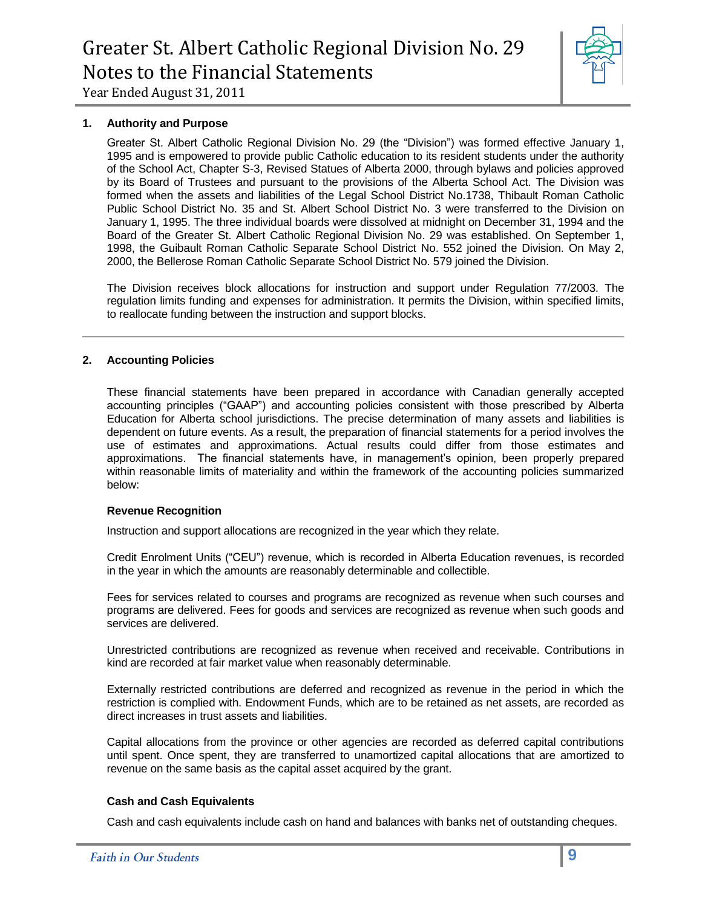## 1. Authority and Purpose

Greater St. Albert Catholic Regional Division No. 29 (the "Division") was formed effective January 1, 1995 and is empowered to provide public Catholic education to its resident students under the authority of the School Act, Chapter S-3, Revised Statues of Alberta 2000, through bylaws and policies approved by its Board of Trustees and pursuant to the provisions of the Alberta School Act. The Division was formed when the assets and liabilities of the Legal School District No.1738, Thibault Roman Catholic Public School District No. 35 and St. Albert School District No. 3 were transferred to the Division on January 1, 1995. The three individual boards were dissolved at midnight on December 31, 1994 and the Board of the Greater St. Albert Catholic Regional Division No. 29 was established. On September 1, 1998, the Guibault Roman Catholic Separate School District No. 552 joined the Division. On May 2, 2000, the Bellerose Roman Catholic Separate School District No. 579 joined the Division.

The Division receives block allocations for instruction and support under Regulation 77/2003. The regulation limits funding and expenses for administration. It permits the Division, within specified limits, to reallocate funding between the instruction and support blocks.

## 2. Accounting Policies

These financial statements have been prepared in accordance with Canadian generally accepted accounting principles ("GAAP") and accounting policies consistent with those prescribed by Alberta Education for Alberta school jurisdictions. The precise determination of many assets and liabilities is dependent on future events. As a result, the preparation of financial statements for a period involves the use of estimates and approximations. Actual results could differ from those estimates and approximations. The financial statements have, in management's opinion, been properly prepared within reasonable limits of materiality and within the framework of the accounting policies summarized below:

### Revenue Recognition

Instruction and support allocations are recognized in the year which they relate.

Credit Enrolment Units ("CEU") revenue, which is recorded in Alberta Education revenues, is recorded in the year in which the amounts are reasonably determinable and collectible.

Fees for services related to courses and programs are recognized as revenue when such courses and programs are delivered. Fees for goods and services are recognized as revenue when such goods and services are delivered.

Unrestricted contributions are recognized as revenue when received and receivable. Contributions in kind are recorded at fair market value when reasonably determinable.

Externally restricted contributions are deferred and recognized as revenue in the period in which the restriction is complied with. Endowment Funds, which are to be retained as net assets, are recorded as direct increases in trust assets and liabilities.

Capital allocations from the province or other agencies are recorded as deferred capital contributions until spent. Once spent, they are transferred to unamortized capital allocations that are amortized to revenue on the same basis as the capital asset acquired by the grant.

### Cash and Cash Equivalents

Cash and cash equivalents include cash on hand and balances with banks net of outstanding cheques.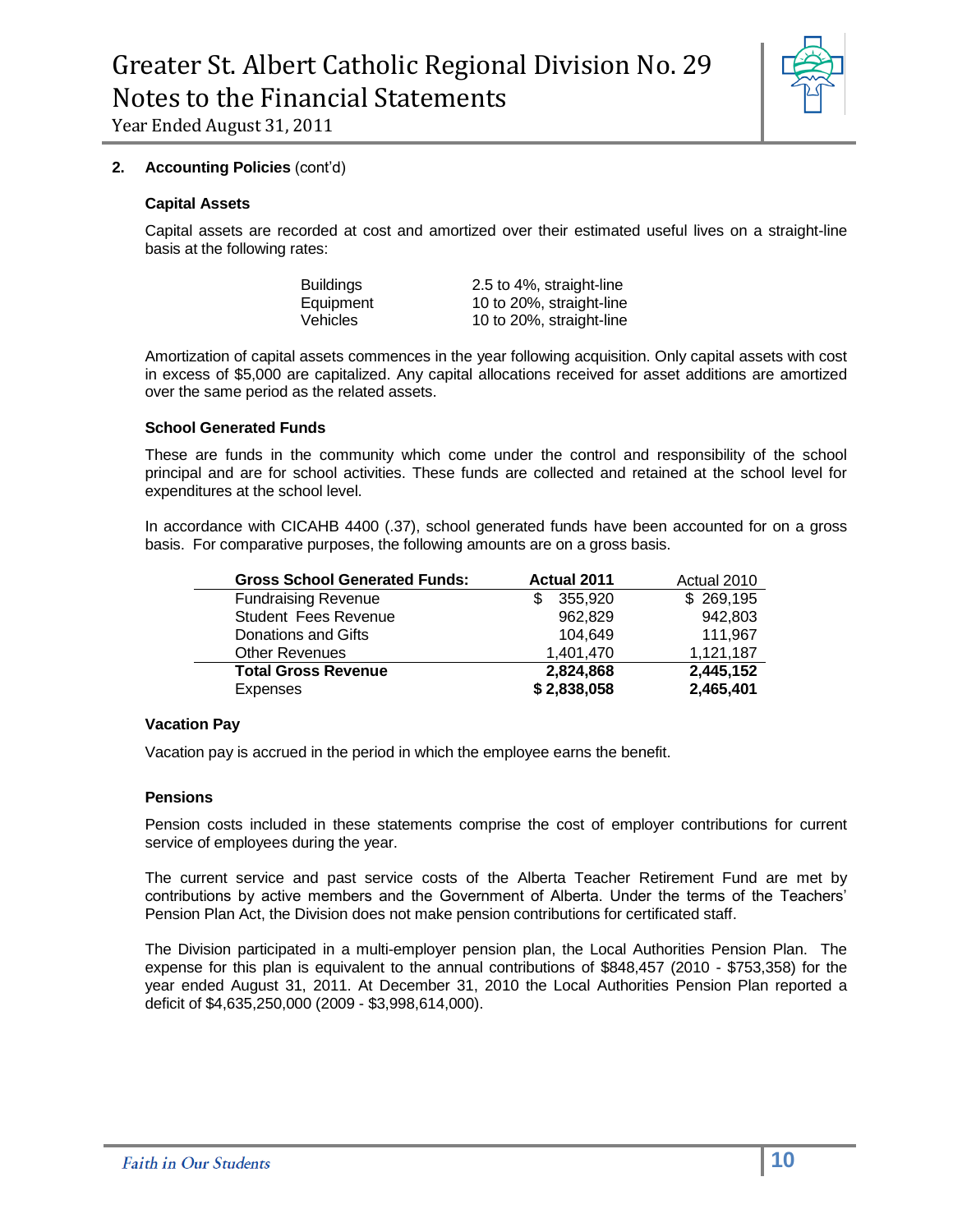## 2. Accounting Policies (cont'd)

### Capital Assets

Capital assets are recorded at cost and amortized over their estimated useful lives on a straight-line basis at the following rates:

| | |
|---|---|
| Buildings | 2.5 to 4%, straight-line |
| Equipment | 10 to 20%, straight-line |
| Vehicles | 10 to 20%, straight-line |

Amortization of capital assets commences in the year following acquisition. Only capital assets with cost in excess of $5,000 are capitalized. Any capital allocations received for asset additions are amortized over the same period as the related assets.

### School Generated Funds

These are funds in the community which come under the control and responsibility of the school principal and are for school activities. These funds are collected and retained at the school level for expenditures at the school level.

In accordance with CICAHB 4400 (.37), school generated funds have been accounted for on a gross basis. For comparative purposes, the following amounts are on a gross basis.

| **Gross School Generated Funds:** | **Actual 2011** | Actual 2010 |
|---|---|---|
| Fundraising Revenue | $ 355,920 | $ 269,195 |
| Student Fees Revenue | 962,829 | 942,803 |
| Donations and Gifts | 104,649 | 111,967 |
| Other Revenues | 1,401,470 | 1,121,187 |
| **Total Gross Revenue** | **2,824,868** | **2,445,152** |
| Expenses | **$ 2,838,058** | **2,465,401** |

### Vacation Pay

Vacation pay is accrued in the period in which the employee earns the benefit.

### Pensions

Pension costs included in these statements comprise the cost of employer contributions for current service of employees during the year.

The current service and past service costs of the Alberta Teacher Retirement Fund are met by contributions by active members and the Government of Alberta. Under the terms of the Teachers' Pension Plan Act, the Division does not make pension contributions for certificated staff.

The Division participated in a multi-employer pension plan, the Local Authorities Pension Plan. The expense for this plan is equivalent to the annual contributions of $848,457 (2010 - $753,358) for the year ended August 31, 2011. At December 31, 2010 the Local Authorities Pension Plan reported a deficit of $4,635,250,000 (2009 - $3,998,614,000).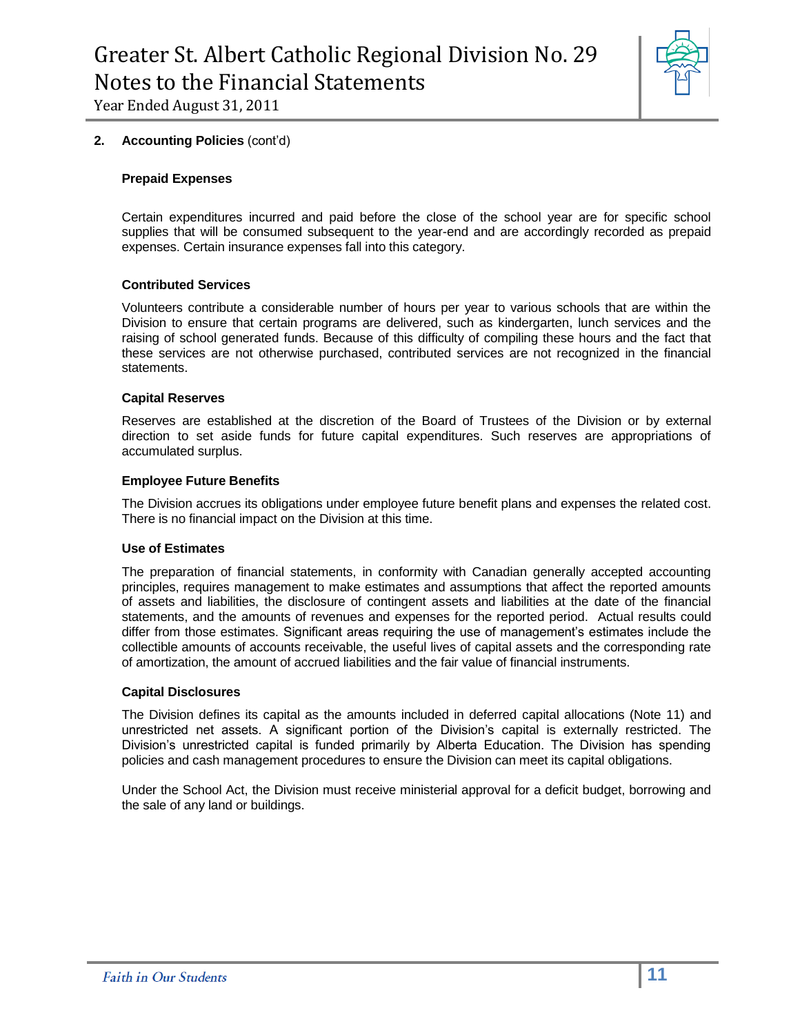## 2. Accounting Policies (cont'd)

### Prepaid Expenses

Certain expenditures incurred and paid before the close of the school year are for specific school supplies that will be consumed subsequent to the year-end and are accordingly recorded as prepaid expenses. Certain insurance expenses fall into this category.

### Contributed Services

Volunteers contribute a considerable number of hours per year to various schools that are within the Division to ensure that certain programs are delivered, such as kindergarten, lunch services and the raising of school generated funds. Because of this difficulty of compiling these hours and the fact that these services are not otherwise purchased, contributed services are not recognized in the financial statements.

### Capital Reserves

Reserves are established at the discretion of the Board of Trustees of the Division or by external direction to set aside funds for future capital expenditures. Such reserves are appropriations of accumulated surplus.

### Employee Future Benefits

The Division accrues its obligations under employee future benefit plans and expenses the related cost. There is no financial impact on the Division at this time.

### Use of Estimates

The preparation of financial statements, in conformity with Canadian generally accepted accounting principles, requires management to make estimates and assumptions that affect the reported amounts of assets and liabilities, the disclosure of contingent assets and liabilities at the date of the financial statements, and the amounts of revenues and expenses for the reported period. Actual results could differ from those estimates. Significant areas requiring the use of management's estimates include the collectible amounts of accounts receivable, the useful lives of capital assets and the corresponding rate of amortization, the amount of accrued liabilities and the fair value of financial instruments.

### Capital Disclosures

The Division defines its capital as the amounts included in deferred capital allocations (Note 11) and unrestricted net assets. A significant portion of the Division's capital is externally restricted. The Division's unrestricted capital is funded primarily by Alberta Education. The Division has spending policies and cash management procedures to ensure the Division can meet its capital obligations.

Under the School Act, the Division must receive ministerial approval for a deficit budget, borrowing and the sale of any land or buildings.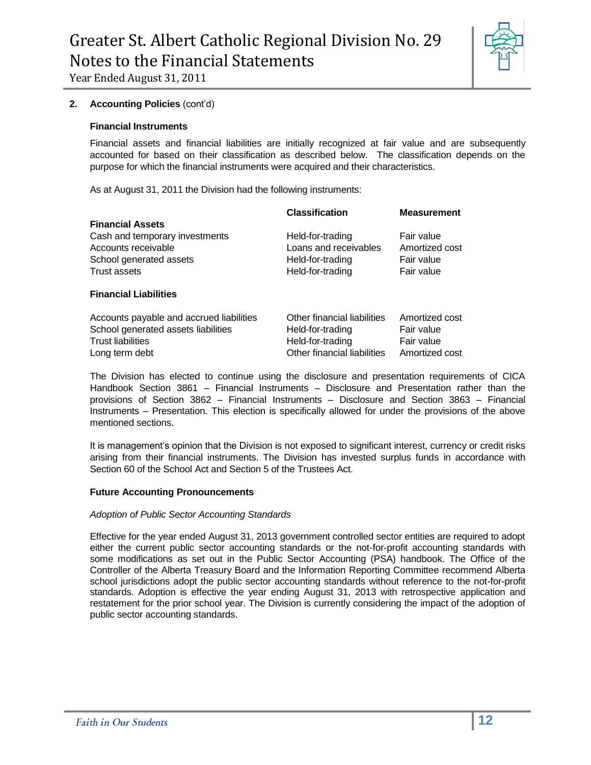## 2. Accounting Policies (cont'd)

### Financial Instruments

Financial assets and financial liabilities are initially recognized at fair value and are subsequently accounted for based on their classification as described below. The classification depends on the purpose for which the financial instruments were acquired and their characteristics.

As at August 31, 2011 the Division had the following instruments:

| | Classification | Measurement |
|---|---|---|
| **Financial Assets** | | |
| Cash and temporary investments | Held-for-trading | Fair value |
| Accounts receivable | Loans and receivables | Amortized cost |
| School generated assets | Held-for-trading | Fair value |
| Trust assets | Held-for-trading | Fair value |
| **Financial Liabilities** | | |
| Accounts payable and accrued liabilities | Other financial liabilities | Amortized cost |
| School generated assets liabilities | Held-for-trading | Fair value |
| Trust liabilities | Held-for-trading | Fair value |
| Long term debt | Other financial liabilities | Amortized cost |

The Division has elected to continue using the disclosure and presentation requirements of CICA Handbook Section 3861 – Financial Instruments – Disclosure and Presentation rather than the provisions of Section 3862 – Financial Instruments – Disclosure and Section 3863 – Financial Instruments – Presentation. This election is specifically allowed for under the provisions of the above mentioned sections.

It is management's opinion that the Division is not exposed to significant interest, currency or credit risks arising from their financial instruments. The Division has invested surplus funds in accordance with Section 60 of the School Act and Section 5 of the Trustees Act.

### Future Accounting Pronouncements

*Adoption of Public Sector Accounting Standards*

Effective for the year ended August 31, 2013 government controlled sector entities are required to adopt either the current public sector accounting standards or the not-for-profit accounting standards with some modifications as set out in the Public Sector Accounting (PSA) handbook. The Office of the Controller of the Alberta Treasury Board and the Information Reporting Committee recommend Alberta school jurisdictions adopt the public sector accounting standards without reference to the not-for-profit standards. Adoption is effective the year ending August 31, 2013 with retrospective application and restatement for the prior school year. The Division is currently considering the impact of the adoption of public sector accounting standards.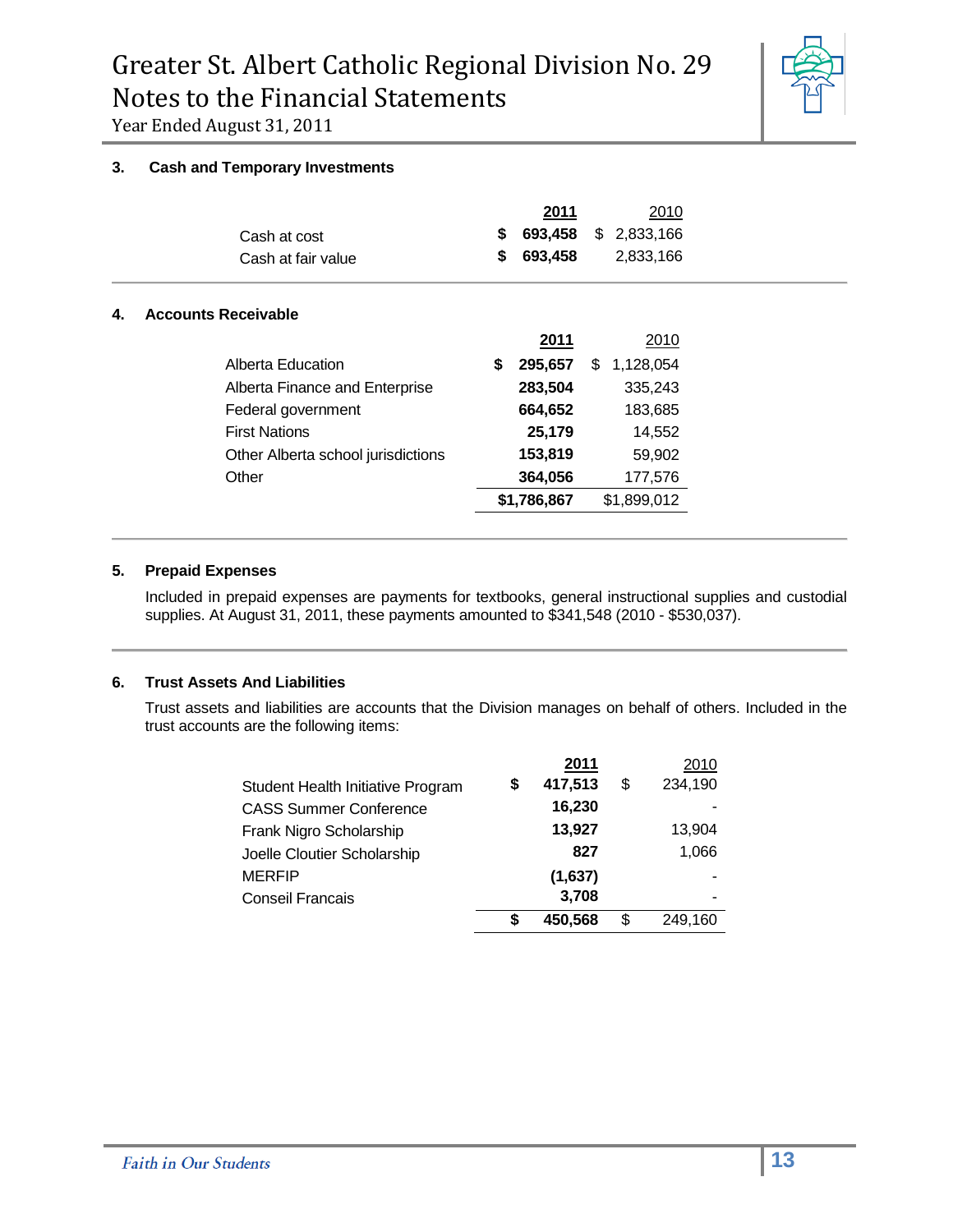## 3. Cash and Temporary Investments

| | 2011 | 2010 |
|---|---|---|
| Cash at cost | **$ 693,458** | $ 2,833,166 |
| Cash at fair value | **$ 693,458** | 2,833,166 |

## 4. Accounts Receivable

| | 2011 | 2010 |
|---|---|---|
| Alberta Education | **$ 295,657** | $ 1,128,054 |
| Alberta Finance and Enterprise | **283,504** | 335,243 |
| Federal government | **664,652** | 183,685 |
| First Nations | **25,179** | 14,552 |
| Other Alberta school jurisdictions | **153,819** | 59,902 |
| Other | **364,056** | 177,576 |
| | **$1,786,867** | $1,899,012 |

## 5. Prepaid Expenses

Included in prepaid expenses are payments for textbooks, general instructional supplies and custodial supplies. At August 31, 2011, these payments amounted to $341,548 (2010 - $530,037).

## 6. Trust Assets And Liabilities

Trust assets and liabilities are accounts that the Division manages on behalf of others. Included in the trust accounts are the following items:

| | 2011 | 2010 |
|---|---|---|
| Student Health Initiative Program | **$ 417,513** | $ 234,190 |
| CASS Summer Conference | **16,230** | - |
| Frank Nigro Scholarship | **13,927** | 13,904 |
| Joelle Cloutier Scholarship | **827** | 1,066 |
| MERFIP | **(1,637)** | - |
| Conseil Francais | **3,708** | - |
| | **$ 450,568** | $ 249,160 |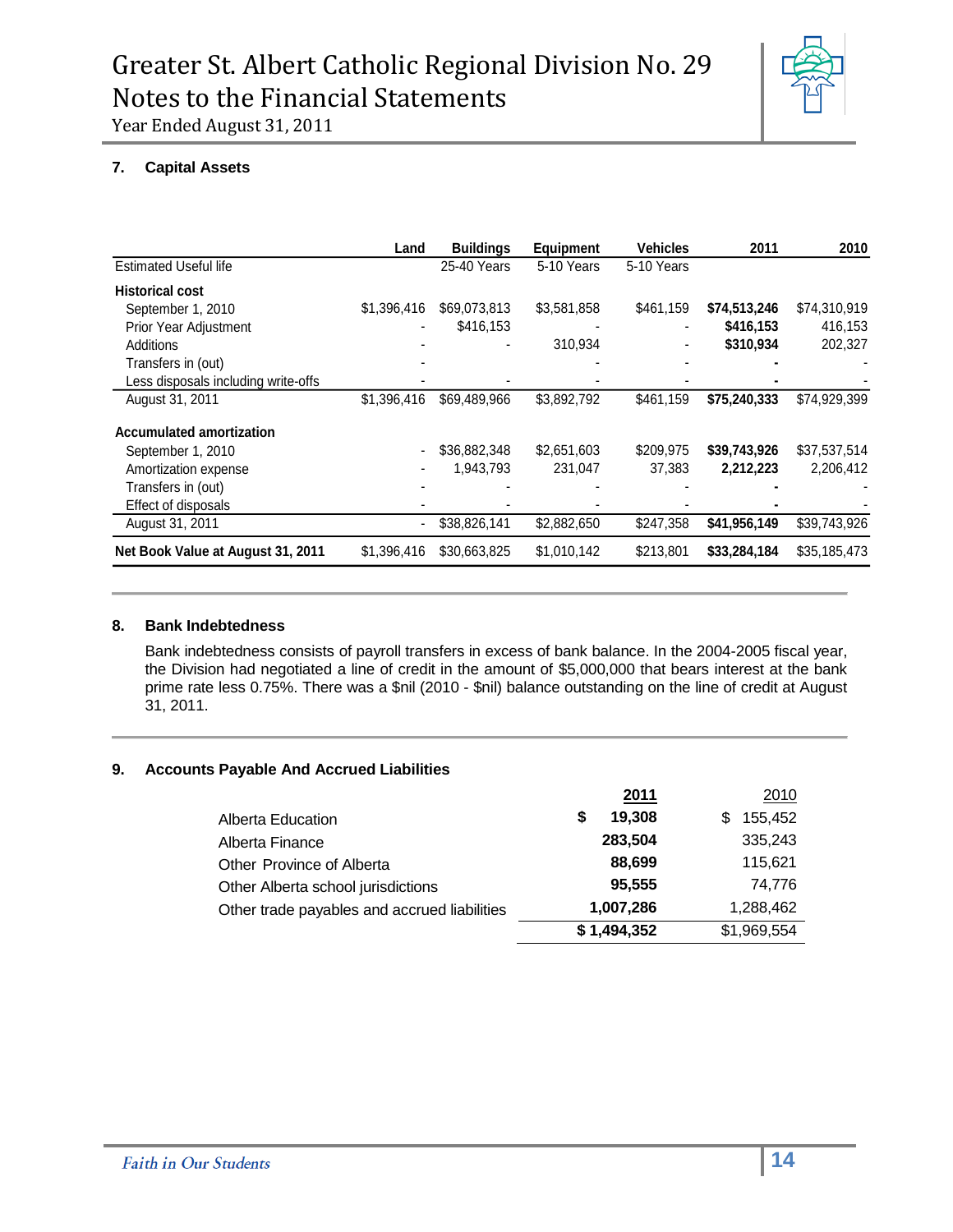## 7. Capital Assets

| | Land | Buildings | Equipment | Vehicles | 2011 | 2010 |
|---|---|---|---|---|---|---|
| Estimated Useful life | | 25-40 Years | 5-10 Years | 5-10 Years | | |
| **Historical cost** | | | | | | |
| September 1, 2010 | $1,396,416 | $69,073,813 | $3,581,858 | $461,159 | **$74,513,246** | $74,310,919 |
| Prior Year Adjustment | - | $416,153 | - | - | **$416,153** | 416,153 |
| Additions | - | - | 310,934 | - | **$310,934** | 202,327 |
| Transfers in (out) | - | | - | - | **-** | - |
| Less disposals including write-offs | - | - | - | - | **-** | - |
| August 31, 2011 | $1,396,416 | $69,489,966 | $3,892,792 | $461,159 | **$75,240,333** | $74,929,399 |
| **Accumulated amortization** | | | | | | |
| September 1, 2010 | - | $36,882,348 | $2,651,603 | $209,975 | **$39,743,926** | $37,537,514 |
| Amortization expense | - | 1,943,793 | 231,047 | 37,383 | **2,212,223** | 2,206,412 |
| Transfers in (out) | - | - | - | - | **-** | - |
| Effect of disposals | - | - | - | - | **-** | - |
| August 31, 2011 | - | $38,826,141 | $2,882,650 | $247,358 | **$41,956,149** | $39,743,926 |
| **Net Book Value at August 31, 2011** | $1,396,416 | $30,663,825 | $1,010,142 | $213,801 | **$33,284,184** | $35,185,473 |

## 8. Bank Indebtedness

Bank indebtedness consists of payroll transfers in excess of bank balance. In the 2004-2005 fiscal year, the Division had negotiated a line of credit in the amount of $5,000,000 that bears interest at the bank prime rate less 0.75%. There was a $nil (2010 - $nil) balance outstanding on the line of credit at August 31, 2011.

## 9. Accounts Payable And Accrued Liabilities

| | **2011** | 2010 |
|---|---|---|
| Alberta Education | **$ 19,308** | $ 155,452 |
| Alberta Finance | **283,504** | 335,243 |
| Other Province of Alberta | **88,699** | 115,621 |
| Other Alberta school jurisdictions | **95,555** | 74,776 |
| Other trade payables and accrued liabilities | **1,007,286** | 1,288,462 |
| | **$ 1,494,352** | $1,969,554 |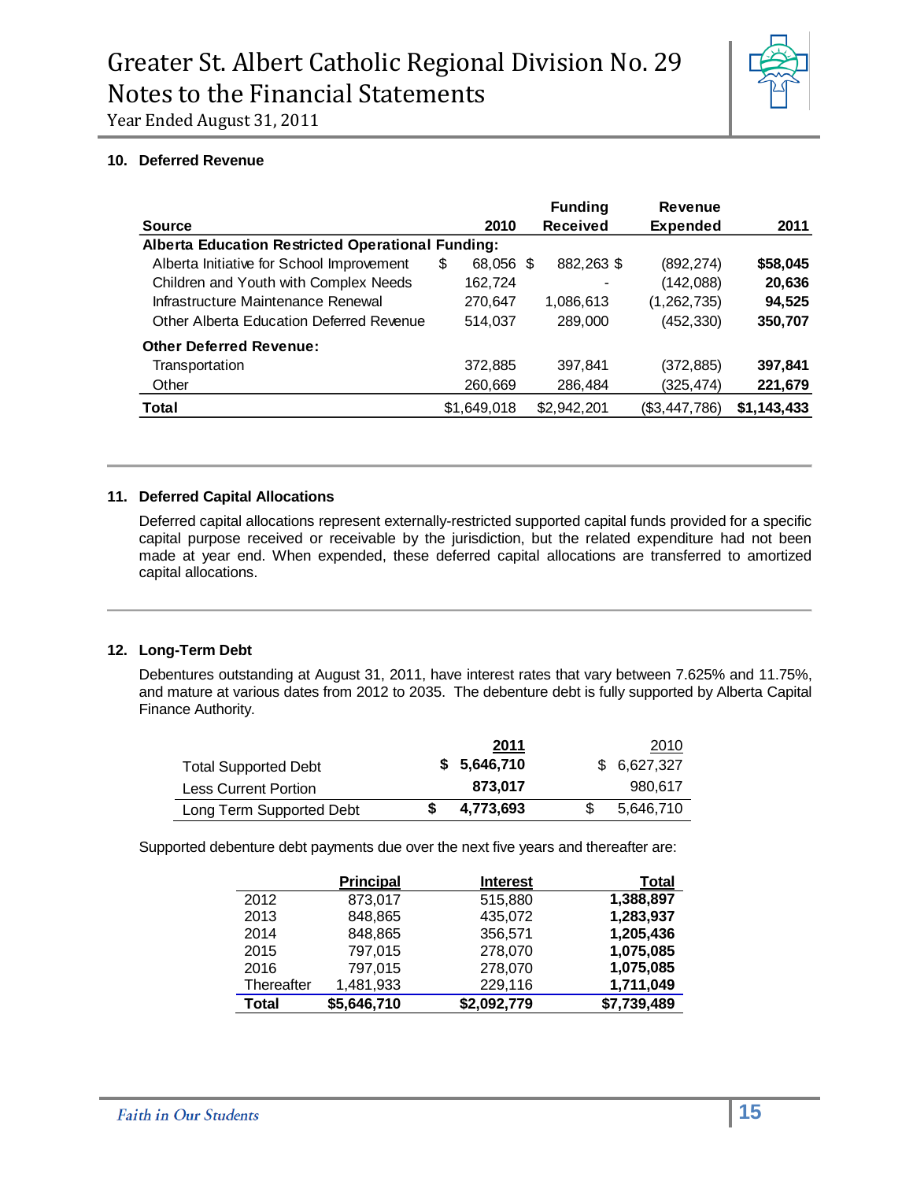## 10. Deferred Revenue

| Source | 2010 | Funding Received | Revenue Expended | 2011 |
|---|---|---|---|---|
| **Alberta Education Restricted Operational Funding:** | | | | |
| Alberta Initiative for School Improvement | $ 68,056 | $ 882,263 | $ (892,274) | **$58,045** |
| Children and Youth with Complex Needs | 162,724 | - | (142,088) | **20,636** |
| Infrastructure Maintenance Renewal | 270,647 | 1,086,613 | (1,262,735) | **94,525** |
| Other Alberta Education Deferred Revenue | 514,037 | 289,000 | (452,330) | **350,707** |
| **Other Deferred Revenue:** | | | | |
| Transportation | 372,885 | 397,841 | (372,885) | **397,841** |
| Other | 260,669 | 286,484 | (325,474) | **221,679** |
| **Total** | $1,649,018 | $2,942,201 | ($3,447,786) | **$1,143,433** |

## 11. Deferred Capital Allocations

Deferred capital allocations represent externally-restricted supported capital funds provided for a specific capital purpose received or receivable by the jurisdiction, but the related expenditure had not been made at year end. When expended, these deferred capital allocations are transferred to amortized capital allocations.

## 12. Long-Term Debt

Debentures outstanding at August 31, 2011, have interest rates that vary between 7.625% and 11.75%, and mature at various dates from 2012 to 2035. The debenture debt is fully supported by Alberta Capital Finance Authority.

| | 2011 | 2010 |
|---|---|---|
| Total Supported Debt | **$ 5,646,710** | $ 6,627,327 |
| Less Current Portion | **873,017** | 980,617 |
| Long Term Supported Debt | **$ 4,773,693** | $ 5,646,710 |

Supported debenture debt payments due over the next five years and thereafter are:

| | Principal | Interest | Total |
|---|---|---|---|
| 2012 | 873,017 | 515,880 | **1,388,897** |
| 2013 | 848,865 | 435,072 | **1,283,937** |
| 2014 | 848,865 | 356,571 | **1,205,436** |
| 2015 | 797,015 | 278,070 | **1,075,085** |
| 2016 | 797,015 | 278,070 | **1,075,085** |
| Thereafter | 1,481,933 | 229,116 | **1,711,049** |
| **Total** | **$5,646,710** | **$2,092,779** | **$7,739,489** |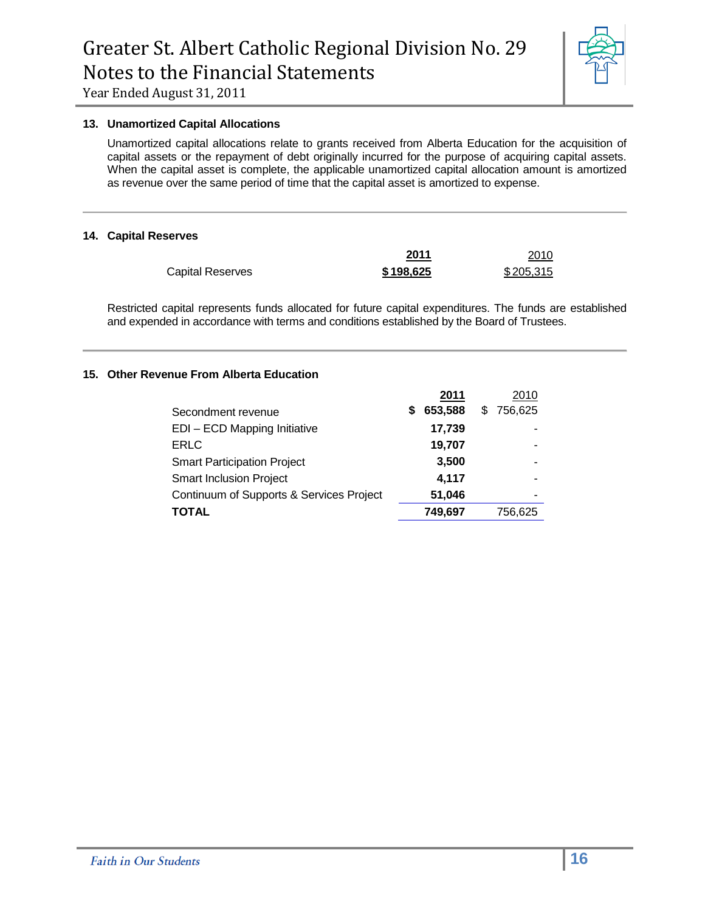## 13. Unamortized Capital Allocations

Unamortized capital allocations relate to grants received from Alberta Education for the acquisition of capital assets or the repayment of debt originally incurred for the purpose of acquiring capital assets. When the capital asset is complete, the applicable unamortized capital allocation amount is amortized as revenue over the same period of time that the capital asset is amortized to expense.

## 14. Capital Reserves

| | **2011** | 2010 |
|---|---|---|
| Capital Reserves | **$ 198,625** | $ 205,315 |

Restricted capital represents funds allocated for future capital expenditures. The funds are established and expended in accordance with terms and conditions established by the Board of Trustees.

## 15. Other Revenue From Alberta Education

| | **2011** | 2010 |
|---|---|---|
| Secondment revenue | **$ 653,588** | $ 756,625 |
| EDI – ECD Mapping Initiative | **17,739** | - |
| ERLC | **19,707** | - |
| Smart Participation Project | **3,500** | - |
| Smart Inclusion Project | **4,117** | - |
| Continuum of Supports & Services Project | **51,046** | - |
| **TOTAL** | **749,697** | 756,625 |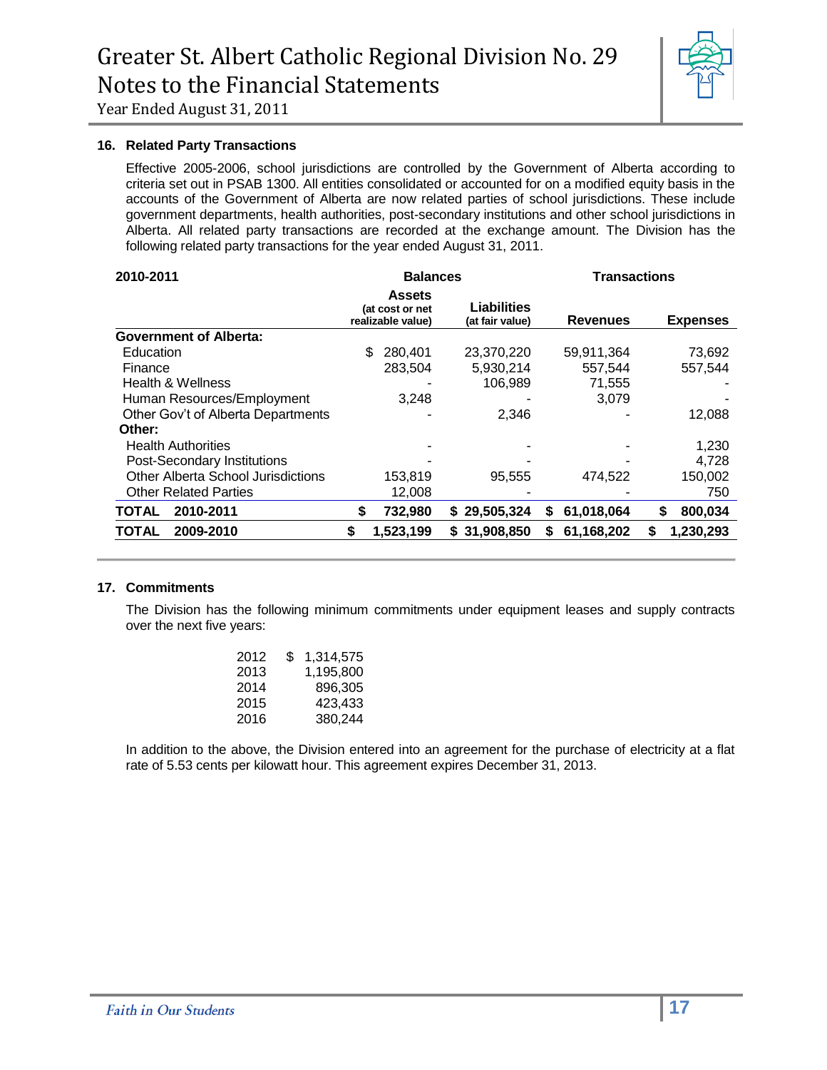# Greater St. Albert Catholic Regional Division No. 29
# Notes to the Financial Statements

Year Ended August 31, 2011

### 16. Related Party Transactions

Effective 2005-2006, school jurisdictions are controlled by the Government of Alberta according to criteria set out in PSAB 1300. All entities consolidated or accounted for on a modified equity basis in the accounts of the Government of Alberta are now related parties of school jurisdictions. These include government departments, health authorities, post-secondary institutions and other school jurisdictions in Alberta. All related party transactions are recorded at the exchange amount. The Division has the following related party transactions for the year ended August 31, 2011.

| 2010-2011 | Balances | | Transactions | |
|---|---|---|---|---|
| | **Assets** (at cost or net realizable value) | **Liabilities** (at fair value) | **Revenues** | **Expenses** |
| **Government of Alberta:** | | | | |
| Education | $ 280,401 | 23,370,220 | 59,911,364 | 73,692 |
| Finance | 283,504 | 5,930,214 | 557,544 | 557,544 |
| Health & Wellness | - | 106,989 | 71,555 | - |
| Human Resources/Employment | 3,248 | - | 3,079 | - |
| Other Gov't of Alberta Departments | - | 2,346 | - | 12,088 |
| **Other:** | | | | |
| Health Authorities | - | - | - | 1,230 |
| Post-Secondary Institutions | - | - | - | 4,728 |
| Other Alberta School Jurisdictions | 153,819 | 95,555 | 474,522 | 150,002 |
| Other Related Parties | 12,008 | - | - | 750 |
| **TOTAL 2010-2011** | **$ 732,980** | **$ 29,505,324** | **$ 61,018,064** | **$ 800,034** |
| **TOTAL 2009-2010** | **$ 1,523,199** | **$ 31,908,850** | **$ 61,168,202** | **$ 1,230,293** |

### 17. Commitments

The Division has the following minimum commitments under equipment leases and supply contracts over the next five years:

| | |
|---|---|
| 2012 | $ 1,314,575 |
| 2013 | 1,195,800 |
| 2014 | 896,305 |
| 2015 | 423,433 |
| 2016 | 380,244 |

In addition to the above, the Division entered into an agreement for the purchase of electricity at a flat rate of 5.53 cents per kilowatt hour. This agreement expires December 31, 2013.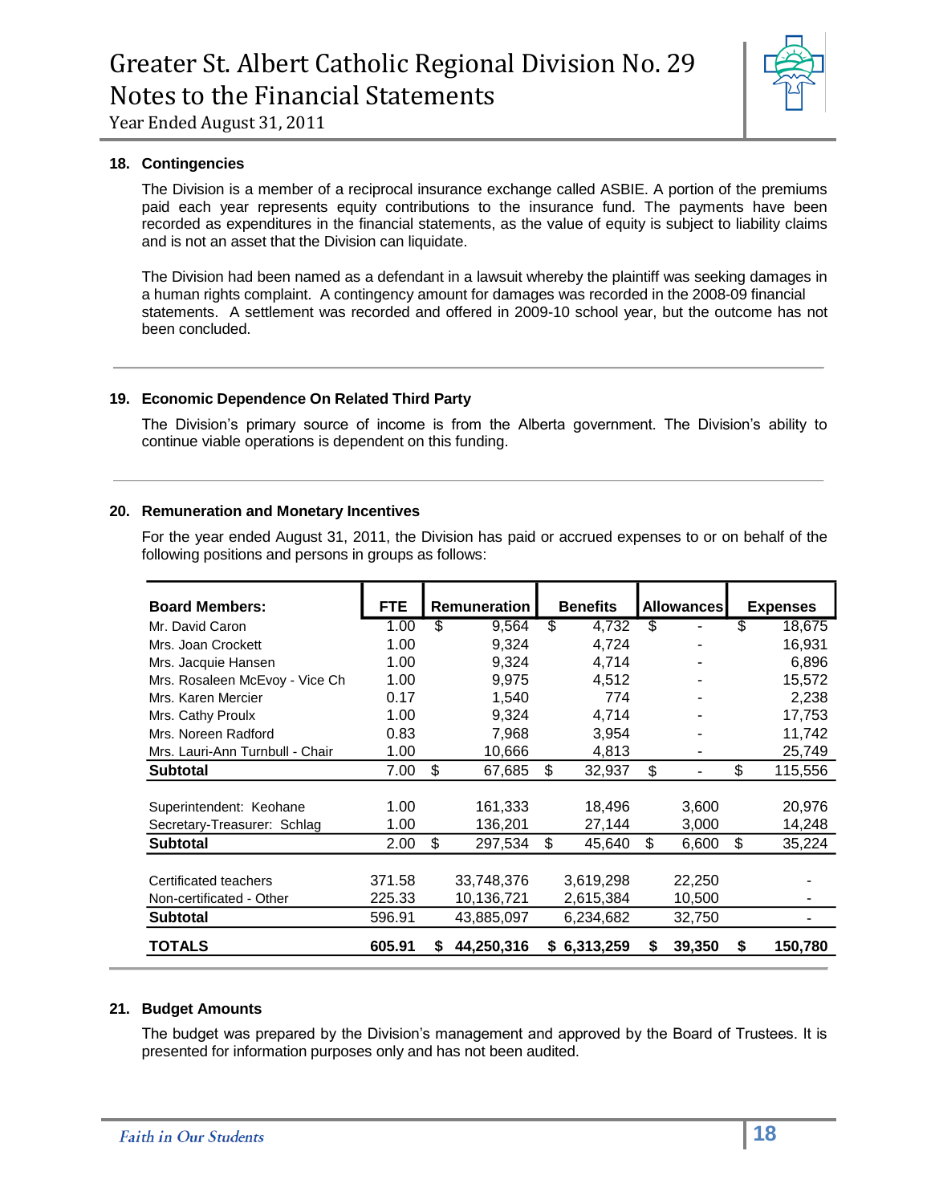### 18. Contingencies

The Division is a member of a reciprocal insurance exchange called ASBIE. A portion of the premiums paid each year represents equity contributions to the insurance fund. The payments have been recorded as expenditures in the financial statements, as the value of equity is subject to liability claims and is not an asset that the Division can liquidate.

The Division had been named as a defendant in a lawsuit whereby the plaintiff was seeking damages in a human rights complaint. A contingency amount for damages was recorded in the 2008-09 financial statements. A settlement was recorded and offered in 2009-10 school year, but the outcome has not been concluded.

### 19. Economic Dependence On Related Third Party

The Division's primary source of income is from the Alberta government. The Division's ability to continue viable operations is dependent on this funding.

### 20. Remuneration and Monetary Incentives

For the year ended August 31, 2011, the Division has paid or accrued expenses to or on behalf of the following positions and persons in groups as follows:

| Board Members: | FTE | Remuneration | Benefits | Allowances | Expenses |
|---|---|---|---|---|---|
| Mr. David Caron | 1.00 | $ 9,564 | $ 4,732 | $ - | $ 18,675 |
| Mrs. Joan Crockett | 1.00 | 9,324 | 4,724 | - | 16,931 |
| Mrs. Jacquie Hansen | 1.00 | 9,324 | 4,714 | - | 6,896 |
| Mrs. Rosaleen McEvoy - Vice Ch | 1.00 | 9,975 | 4,512 | - | 15,572 |
| Mrs. Karen Mercier | 0.17 | 1,540 | 774 | - | 2,238 |
| Mrs. Cathy Proulx | 1.00 | 9,324 | 4,714 | - | 17,753 |
| Mrs. Noreen Radford | 0.83 | 7,968 | 3,954 | - | 11,742 |
| Mrs. Lauri-Ann Turnbull - Chair | 1.00 | 10,666 | 4,813 | - | 25,749 |
| **Subtotal** | 7.00 | $ 67,685 | $ 32,937 | $ - | $ 115,556 |
| | | | | | |
| Superintendent: Keohane | 1.00 | 161,333 | 18,496 | 3,600 | 20,976 |
| Secretary-Treasurer: Schlag | 1.00 | 136,201 | 27,144 | 3,000 | 14,248 |
| **Subtotal** | 2.00 | $ 297,534 | $ 45,640 | $ 6,600 | $ 35,224 |
| | | | | | |
| Certificated teachers | 371.58 | 33,748,376 | 3,619,298 | 22,250 | - |
| Non-certificated - Other | 225.33 | 10,136,721 | 2,615,384 | 10,500 | - |
| **Subtotal** | 596.91 | 43,885,097 | 6,234,682 | 32,750 | - |
| **TOTALS** | **605.91** | **$ 44,250,316** | **$ 6,313,259** | **$ 39,350** | **$ 150,780** |

### 21. Budget Amounts

The budget was prepared by the Division's management and approved by the Board of Trustees. It is presented for information purposes only and has not been audited.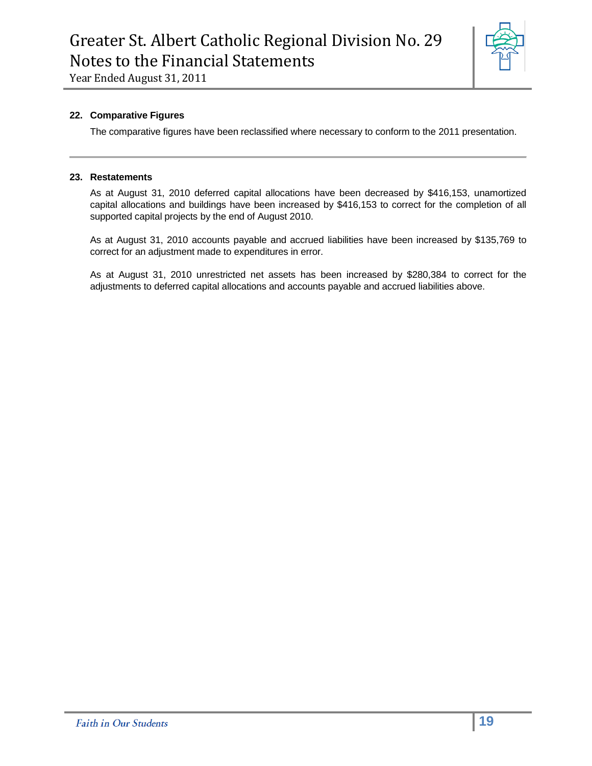## 22. Comparative Figures

The comparative figures have been reclassified where necessary to conform to the 2011 presentation.

---

## 23. Restatements

As at August 31, 2010 deferred capital allocations have been decreased by $416,153, unamortized capital allocations and buildings have been increased by $416,153 to correct for the completion of all supported capital projects by the end of August 2010.

As at August 31, 2010 accounts payable and accrued liabilities have been increased by $135,769 to correct for an adjustment made to expenditures in error.

As at August 31, 2010 unrestricted net assets has been increased by $280,384 to correct for the adjustments to deferred capital allocations and accounts payable and accrued liabilities above.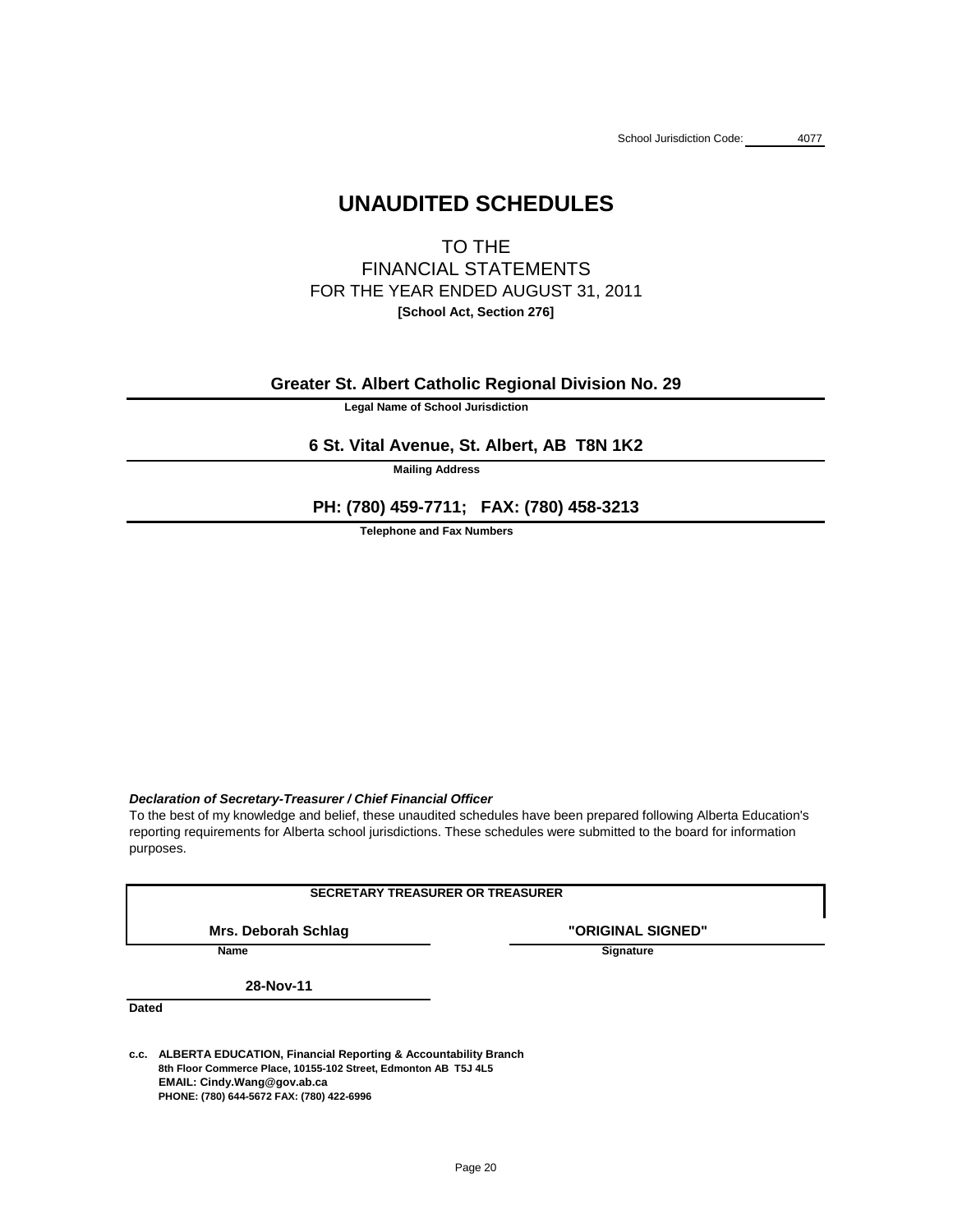School Jurisdiction Code: 4077

# UNAUDITED SCHEDULES

## TO THE
## FINANCIAL STATEMENTS
### FOR THE YEAR ENDED AUGUST 31, 2011
**[School Act, Section 276]**

**Greater St. Albert Catholic Regional Division No. 29**

**Legal Name of School Jurisdiction**

**6 St. Vital Avenue, St. Albert, AB T8N 1K2**

**Mailing Address**

**PH: (780) 459-7711; FAX: (780) 458-3213**

**Telephone and Fax Numbers**

***Declaration of Secretary-Treasurer / Chief Financial Officer***

To the best of my knowledge and belief, these unaudited schedules have been prepared following Alberta Education's reporting requirements for Alberta school jurisdictions. These schedules were submitted to the board for information purposes.

**SECRETARY TREASURER OR TREASURER**

| **Mrs. Deborah Schlag** | **"ORIGINAL SIGNED"** |
| --- | --- |
| **Name** | **Signature** |

**28-Nov-11**

**Dated**

**c.c. ALBERTA EDUCATION, Financial Reporting & Accountability Branch**
**8th Floor Commerce Place, 10155-102 Street, Edmonton AB T5J 4L5**
**EMAIL: Cindy.Wang@gov.ab.ca**
**PHONE: (780) 644-5672 FAX: (780) 422-6996**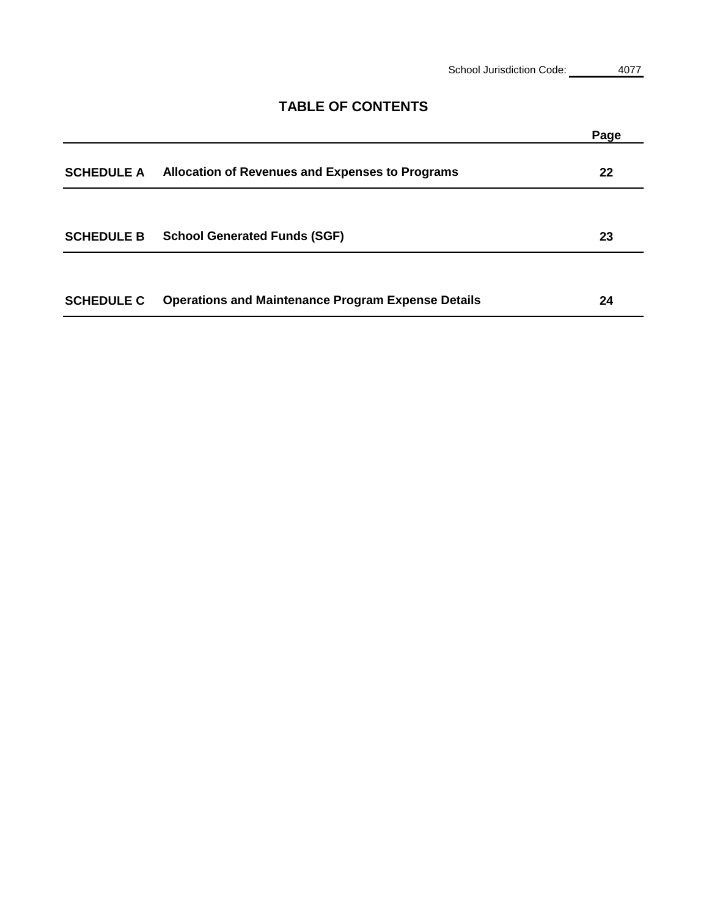School Jurisdiction Code: 4077

# TABLE OF CONTENTS

| | | Page |
|---|---|---|
| **SCHEDULE A** | **Allocation of Revenues and Expenses to Programs** | **22** |
| **SCHEDULE B** | **School Generated Funds (SGF)** | **23** |
| **SCHEDULE C** | **Operations and Maintenance Program Expense Details** | **24** |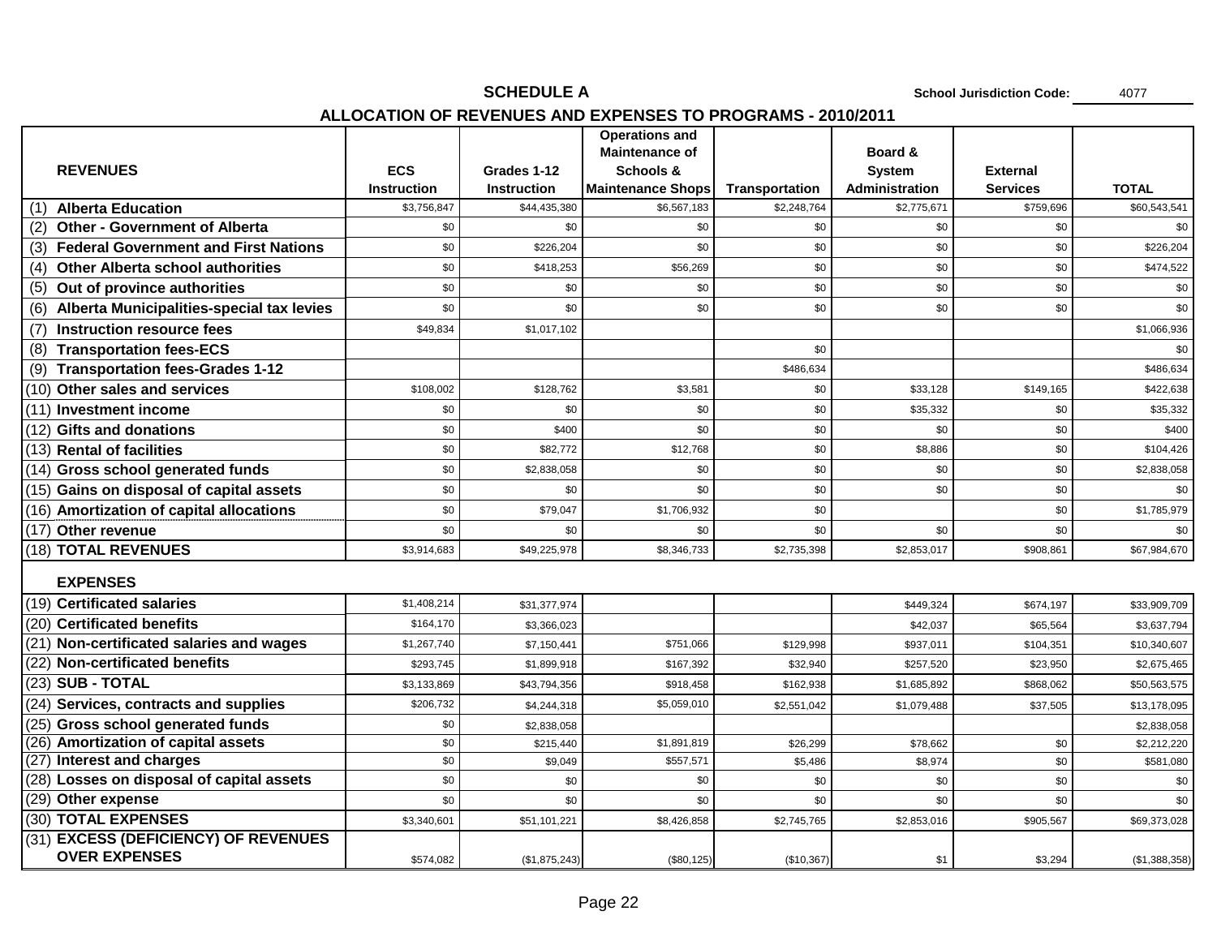## SCHEDULE A

**School Jurisdiction Code:** 4077

### ALLOCATION OF REVENUES AND EXPENSES TO PROGRAMS - 2010/2011

| REVENUES | ECS Instruction | Grades 1-12 Instruction | Operations and Maintenance of Schools & Maintenance Shops | Transportation | Board & System Administration | External Services | TOTAL |
|---|---|---|---|---|---|---|---|
| (1) Alberta Education | $3,756,847 | $44,435,380 | $6,567,183 | $2,248,764 | $2,775,671 | $759,696 | $60,543,541 |
| (2) Other - Government of Alberta | $0 | $0 | $0 | $0 | $0 | $0 | $0 |
| (3) Federal Government and First Nations | $0 | $226,204 | $0 | $0 | $0 | $0 | $226,204 |
| (4) Other Alberta school authorities | $0 | $418,253 | $56,269 | $0 | $0 | $0 | $474,522 |
| (5) Out of province authorities | $0 | $0 | $0 | $0 | $0 | $0 | $0 |
| (6) Alberta Municipalities-special tax levies | $0 | $0 | $0 | $0 | $0 | $0 | $0 |
| (7) Instruction resource fees | $49,834 | $1,017,102 | | | | | $1,066,936 |
| (8) Transportation fees-ECS | | | | $0 | | | $0 |
| (9) Transportation fees-Grades 1-12 | | | | $486,634 | | | $486,634 |
| (10) Other sales and services | $108,002 | $128,762 | $3,581 | $0 | $33,128 | $149,165 | $422,638 |
| (11) Investment income | $0 | $0 | $0 | $0 | $35,332 | $0 | $35,332 |
| (12) Gifts and donations | $0 | $400 | $0 | $0 | $0 | $0 | $400 |
| (13) Rental of facilities | $0 | $82,772 | $12,768 | $0 | $8,886 | $0 | $104,426 |
| (14) Gross school generated funds | $0 | $2,838,058 | $0 | $0 | $0 | $0 | $2,838,058 |
| (15) Gains on disposal of capital assets | $0 | $0 | $0 | $0 | $0 | $0 | $0 |
| (16) Amortization of capital allocations | $0 | $79,047 | $1,706,932 | $0 | | $0 | $1,785,979 |
| (17) Other revenue | $0 | $0 | $0 | $0 | $0 | $0 | $0 |
| (18) TOTAL REVENUES | $3,914,683 | $49,225,978 | $8,346,733 | $2,735,398 | $2,853,017 | $908,861 | $67,984,670 |
| **EXPENSES** | | | | | | | |
| (19) Certificated salaries | $1,408,214 | $31,377,974 | | | $449,324 | $674,197 | $33,909,709 |
| (20) Certificated benefits | $164,170 | $3,366,023 | | | $42,037 | $65,564 | $3,637,794 |
| (21) Non-certificated salaries and wages | $1,267,740 | $7,150,441 | $751,066 | $129,998 | $937,011 | $104,351 | $10,340,607 |
| (22) Non-certificated benefits | $293,745 | $1,899,918 | $167,392 | $32,940 | $257,520 | $23,950 | $2,675,465 |
| (23) SUB - TOTAL | $3,133,869 | $43,794,356 | $918,458 | $162,938 | $1,685,892 | $868,062 | $50,563,575 |
| (24) Services, contracts and supplies | $206,732 | $4,244,318 | $5,059,010 | $2,551,042 | $1,079,488 | $37,505 | $13,178,095 |
| (25) Gross school generated funds | $0 | $2,838,058 | | | | | $2,838,058 |
| (26) Amortization of capital assets | $0 | $215,440 | $1,891,819 | $26,299 | $78,662 | $0 | $2,212,220 |
| (27) Interest and charges | $0 | $9,049 | $557,571 | $5,486 | $8,974 | $0 | $581,080 |
| (28) Losses on disposal of capital assets | $0 | $0 | $0 | $0 | $0 | $0 | $0 |
| (29) Other expense | $0 | $0 | $0 | $0 | $0 | $0 | $0 |
| (30) TOTAL EXPENSES | $3,340,601 | $51,101,221 | $8,426,858 | $2,745,765 | $2,853,016 | $905,567 | $69,373,028 |
| (31) EXCESS (DEFICIENCY) OF REVENUES OVER EXPENSES | $574,082 | ($1,875,243) | ($80,125) | ($10,367) | $1 | $3,294 | ($1,388,358) |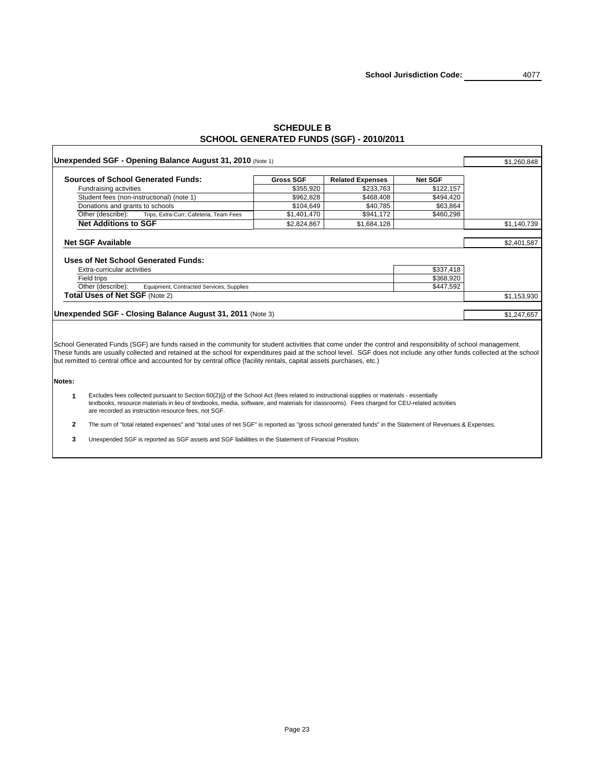School Jurisdiction Code: 4077

# SCHEDULE B
## SCHOOL GENERATED FUNDS (SGF) - 2010/2011

| | | | | |
|---|---|---|---|---|
| **Unexpended SGF - Opening Balance August 31, 2010** (Note 1) | | | | $1,260,848 |
| **Sources of School Generated Funds:** | **Gross SGF** | **Related Expenses** | **Net SGF** | |
| Fundraising activities | $355,920 | $233,763 | $122,157 | |
| Student fees (non-instructional) (note 1) | $962,828 | $468,408 | $494,420 | |
| Donations and grants to schools | $104,649 | $40,785 | $63,864 | |
| Other (describe): Trips, Extra-Curr, Cafeteria, Team Fees | $1,401,470 | $941,172 | $460,298 | |
| **Net Additions to SGF** | $2,824,867 | $1,684,128 | | $1,140,739 |
| **Net SGF Available** | | | | $2,401,587 |
| **Uses of Net School Generated Funds:** | | | | |
| Extra-curricular activities | | | $337,418 | |
| Field trips | | | $368,920 | |
| Other (describe): Equipment, Contracted Services, Supplies | | | $447,592 | |
| **Total Uses of Net SGF** (Note 2) | | | | $1,153,930 |
| **Unexpended SGF - Closing Balance August 31, 2011** (Note 3) | | | | $1,247,657 |

School Generated Funds (SGF) are funds raised in the community for student activities that come under the control and responsibility of school management. These funds are usually collected and retained at the school for expenditures paid at the school level. SGF does not include any other funds collected at the school but remitted to central office and accounted for by central office (facility rentals, capital assets purchases, etc.)

**Notes:**

1. Excludes fees collected pursuant to Section 60(2)(j) of the School Act (fees related to instructional supplies or materials - essentially textbooks, resource materials in lieu of textbooks, media, software, and materials for classrooms). Fees charged for CEU-related activities are recorded as instruction resource fees, not SGF.

2. The sum of "total related expenses" and "total uses of net SGF" is reported as "gross school generated funds" in the Statement of Revenues & Expenses.

3. Unexpended SGF is reported as SGF assets and SGF liabilities in the Statement of Financial Position.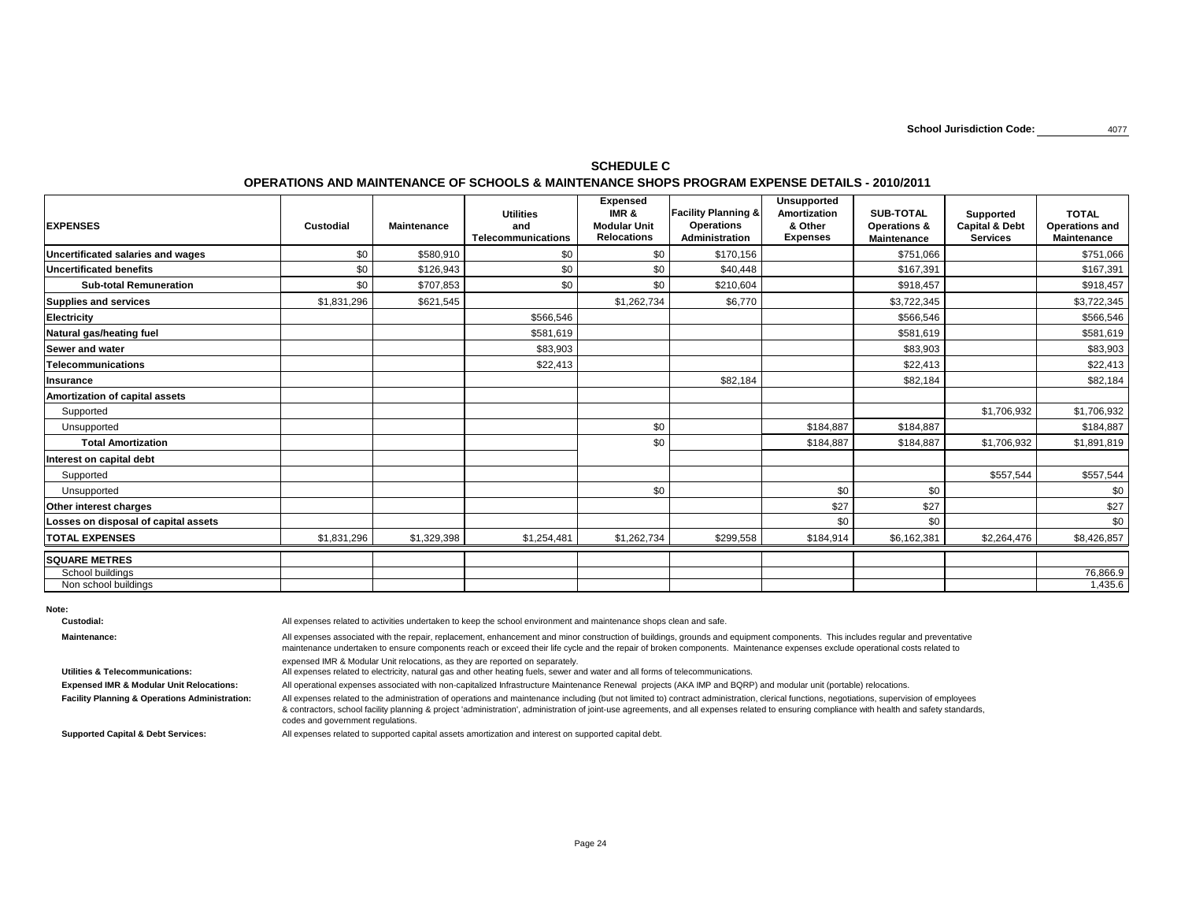School Jurisdiction Code: 4077

## SCHEDULE C

### OPERATIONS AND MAINTENANCE OF SCHOOLS & MAINTENANCE SHOPS PROGRAM EXPENSE DETAILS - 2010/2011

| EXPENSES | Custodial | Maintenance | Utilities and Telecommunications | Expensed IMR & Modular Unit Relocations | Facility Planning & Operations Administration | Unsupported Amortization & Other Expenses | SUB-TOTAL Operations & Maintenance | Supported Capital & Debt Services | TOTAL Operations and Maintenance |
|---|---|---|---|---|---|---|---|---|---|
| **Uncertificated salaries and wages** | $0 | $580,910 | $0 | $0 | $170,156 | | $751,066 | | $751,066 |
| **Uncertificated benefits** | $0 | $126,943 | $0 | $0 | $40,448 | | $167,391 | | $167,391 |
| **Sub-total Remuneration** | $0 | $707,853 | $0 | $0 | $210,604 | | $918,457 | | $918,457 |
| **Supplies and services** | $1,831,296 | $621,545 | | $1,262,734 | $6,770 | | $3,722,345 | | $3,722,345 |
| **Electricity** | | | $566,546 | | | | $566,546 | | $566,546 |
| **Natural gas/heating fuel** | | | $581,619 | | | | $581,619 | | $581,619 |
| **Sewer and water** | | | $83,903 | | | | $83,903 | | $83,903 |
| **Telecommunications** | | | $22,413 | | | | $22,413 | | $22,413 |
| **Insurance** | | | | | $82,184 | | $82,184 | | $82,184 |
| **Amortization of capital assets** | | | | | | | | | |
| Supported | | | | | | | | $1,706,932 | $1,706,932 |
| Unsupported | | | | $0 | | $184,887 | $184,887 | | $184,887 |
| **Total Amortization** | | | | $0 | | $184,887 | $184,887 | $1,706,932 | $1,891,819 |
| **Interest on capital debt** | | | | | | | | | |
| Supported | | | | | | | | $557,544 | $557,544 |
| Unsupported | | | | $0 | | $0 | $0 | | $0 |
| **Other interest charges** | | | | | | $27 | $27 | | $27 |
| **Losses on disposal of capital assets** | | | | | | $0 | $0 | | $0 |
| **TOTAL EXPENSES** | $1,831,296 | $1,329,398 | $1,254,481 | $1,262,734 | $299,558 | $184,914 | $6,162,381 | $2,264,476 | $8,426,857 |
| **SQUARE METRES** | | | | | | | | | |
| School buildings | | | | | | | | | 76,866.9 |
| Non school buildings | | | | | | | | | 1,435.6 |

**Note:**

**Custodial:** All expenses related to activities undertaken to keep the school environment and maintenance shops clean and safe.

**Maintenance:** All expenses associated with the repair, replacement, enhancement and minor construction of buildings, grounds and equipment components. This includes regular and preventative maintenance undertaken to ensure components reach or exceed their life cycle and the repair of broken components. Maintenance expenses exclude operational costs related to expensed IMR & Modular Unit relocations, as they are reported on separately.

**Utilities & Telecommunications:** All expenses related to electricity, natural gas and other heating fuels, sewer and water and all forms of telecommunications.

**Expensed IMR & Modular Unit Relocations:** All operational expenses associated with non-capitalized Infrastructure Maintenance Renewal projects (AKA IMP and BQRP) and modular unit (portable) relocations.

**Facility Planning & Operations Administration:** All expenses related to the administration of operations and maintenance including (but not limited to) contract administration, clerical functions, negotiations, supervision of employees & contractors, school facility planning & project 'administration', administration of joint-use agreements, and all expenses related to ensuring compliance with health and safety standards, codes and government regulations.

**Supported Capital & Debt Services:** All expenses related to supported capital assets amortization and interest on supported capital debt.